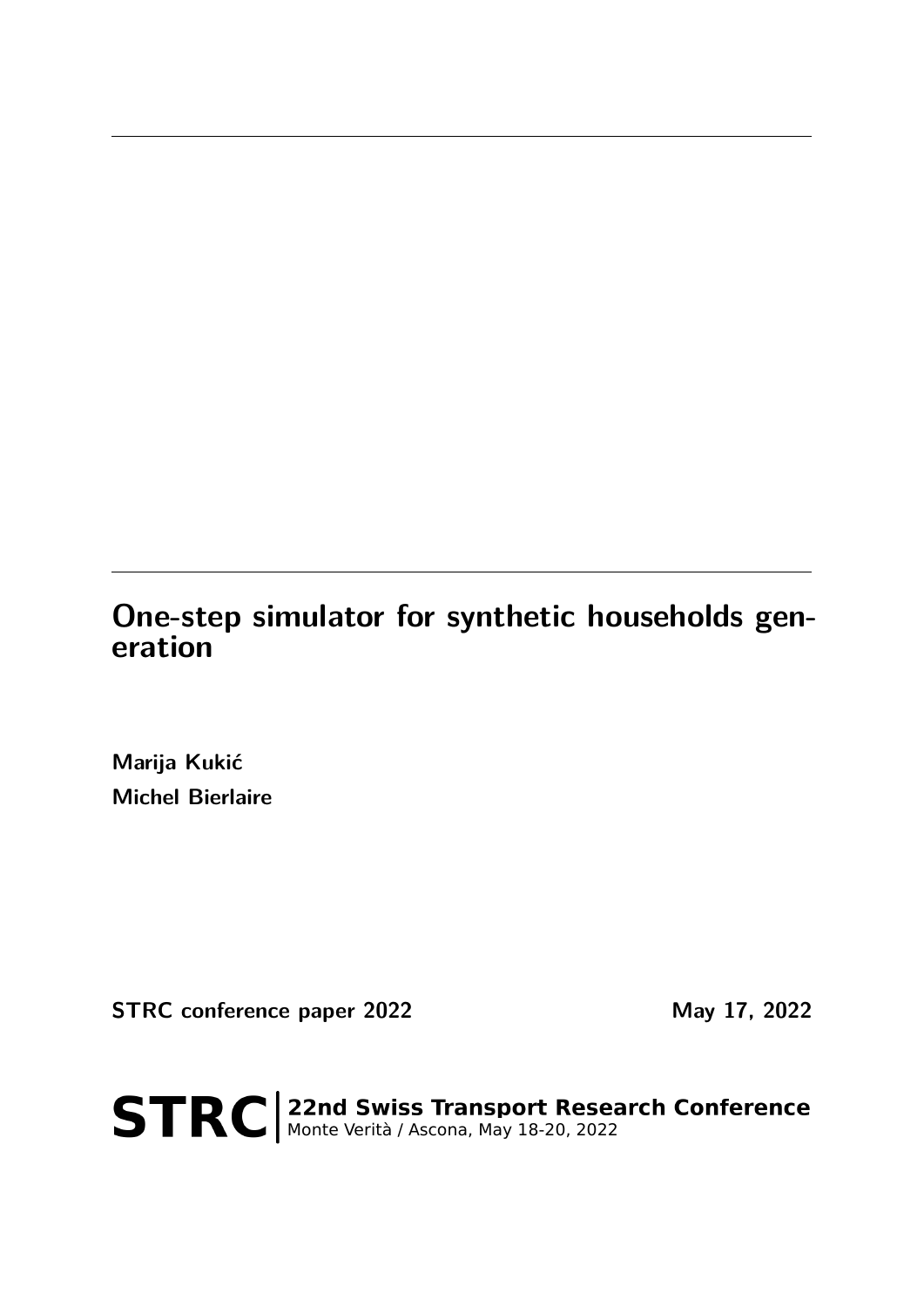# One-step simulator for synthetic households generation

**Marija Kukić**

**Michel Bierlaire**

**STRC conference paper 2022** **May 17, 2022**

**STRC** | **22nd Swiss Transport Research Conference**
Monte Verità / Ascona, May 18-20, 2022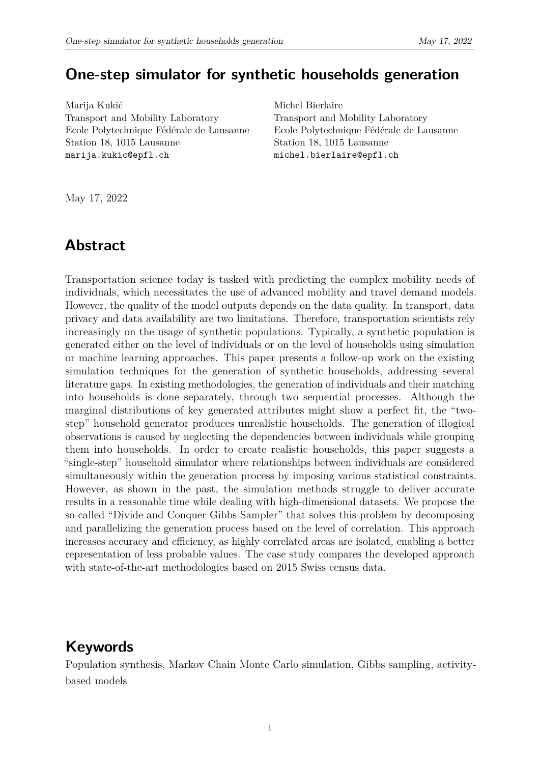# One-step simulator for synthetic households generation

Marija Kukić
Transport and Mobility Laboratory
Ecole Polytechnique Fédérale de Lausanne
Station 18, 1015 Lausanne
marija.kukic@epfl.ch

Michel Bierlaire
Transport and Mobility Laboratory
Ecole Polytechnique Fédérale de Lausanne
Station 18, 1015 Lausanne
michel.bierlaire@epfl.ch

May 17, 2022

## Abstract

Transportation science today is tasked with predicting the complex mobility needs of individuals, which necessitates the use of advanced mobility and travel demand models. However, the quality of the model outputs depends on the data quality. In transport, data privacy and data availability are two limitations. Therefore, transportation scientists rely increasingly on the usage of synthetic populations. Typically, a synthetic population is generated either on the level of individuals or on the level of households using simulation or machine learning approaches. This paper presents a follow-up work on the existing simulation techniques for the generation of synthetic households, addressing several literature gaps. In existing methodologies, the generation of individuals and their matching into households is done separately, through two sequential processes. Although the marginal distributions of key generated attributes might show a perfect fit, the "two-step" household generator produces unrealistic households. The generation of illogical observations is caused by neglecting the dependencies between individuals while grouping them into households. In order to create realistic households, this paper suggests a "single-step" household simulator where relationships between individuals are considered simultaneously within the generation process by imposing various statistical constraints. However, as shown in the past, the simulation methods struggle to deliver accurate results in a reasonable time while dealing with high-dimensional datasets. We propose the so-called "Divide and Conquer Gibbs Sampler" that solves this problem by decomposing and parallelizing the generation process based on the level of correlation. This approach increases accuracy and efficiency, as highly correlated areas are isolated, enabling a better representation of less probable values. The case study compares the developed approach with state-of-the-art methodologies based on 2015 Swiss census data.

## Keywords

Population synthesis, Markov Chain Monte Carlo simulation, Gibbs sampling, activity-based models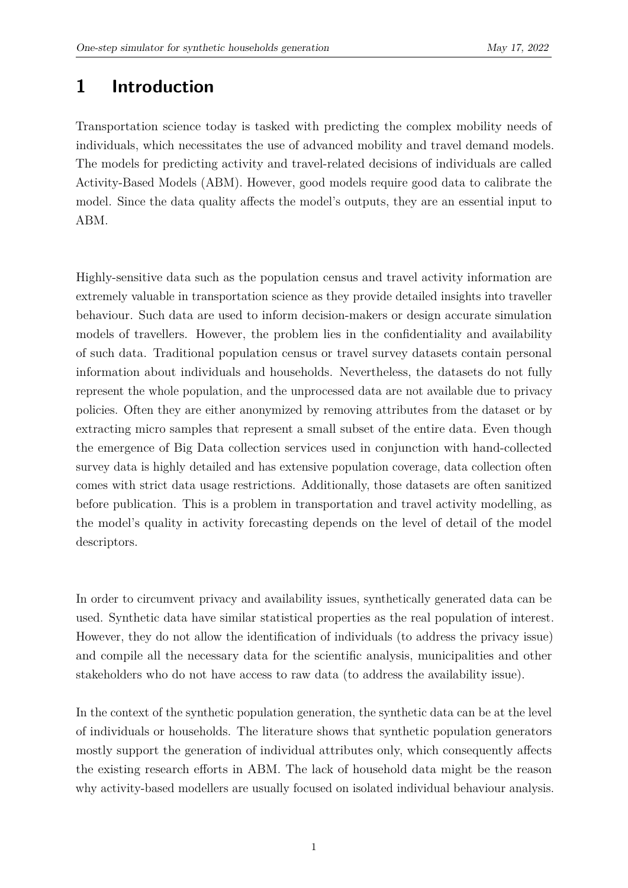# 1 Introduction

Transportation science today is tasked with predicting the complex mobility needs of individuals, which necessitates the use of advanced mobility and travel demand models. The models for predicting activity and travel-related decisions of individuals are called Activity-Based Models (ABM). However, good models require good data to calibrate the model. Since the data quality affects the model's outputs, they are an essential input to ABM.

Highly-sensitive data such as the population census and travel activity information are extremely valuable in transportation science as they provide detailed insights into traveller behaviour. Such data are used to inform decision-makers or design accurate simulation models of travellers. However, the problem lies in the confidentiality and availability of such data. Traditional population census or travel survey datasets contain personal information about individuals and households. Nevertheless, the datasets do not fully represent the whole population, and the unprocessed data are not available due to privacy policies. Often they are either anonymized by removing attributes from the dataset or by extracting micro samples that represent a small subset of the entire data. Even though the emergence of Big Data collection services used in conjunction with hand-collected survey data is highly detailed and has extensive population coverage, data collection often comes with strict data usage restrictions. Additionally, those datasets are often sanitized before publication. This is a problem in transportation and travel activity modelling, as the model's quality in activity forecasting depends on the level of detail of the model descriptors.

In order to circumvent privacy and availability issues, synthetically generated data can be used. Synthetic data have similar statistical properties as the real population of interest. However, they do not allow the identification of individuals (to address the privacy issue) and compile all the necessary data for the scientific analysis, municipalities and other stakeholders who do not have access to raw data (to address the availability issue).

In the context of the synthetic population generation, the synthetic data can be at the level of individuals or households. The literature shows that synthetic population generators mostly support the generation of individual attributes only, which consequently affects the existing research efforts in ABM. The lack of household data might be the reason why activity-based modellers are usually focused on isolated individual behaviour analysis.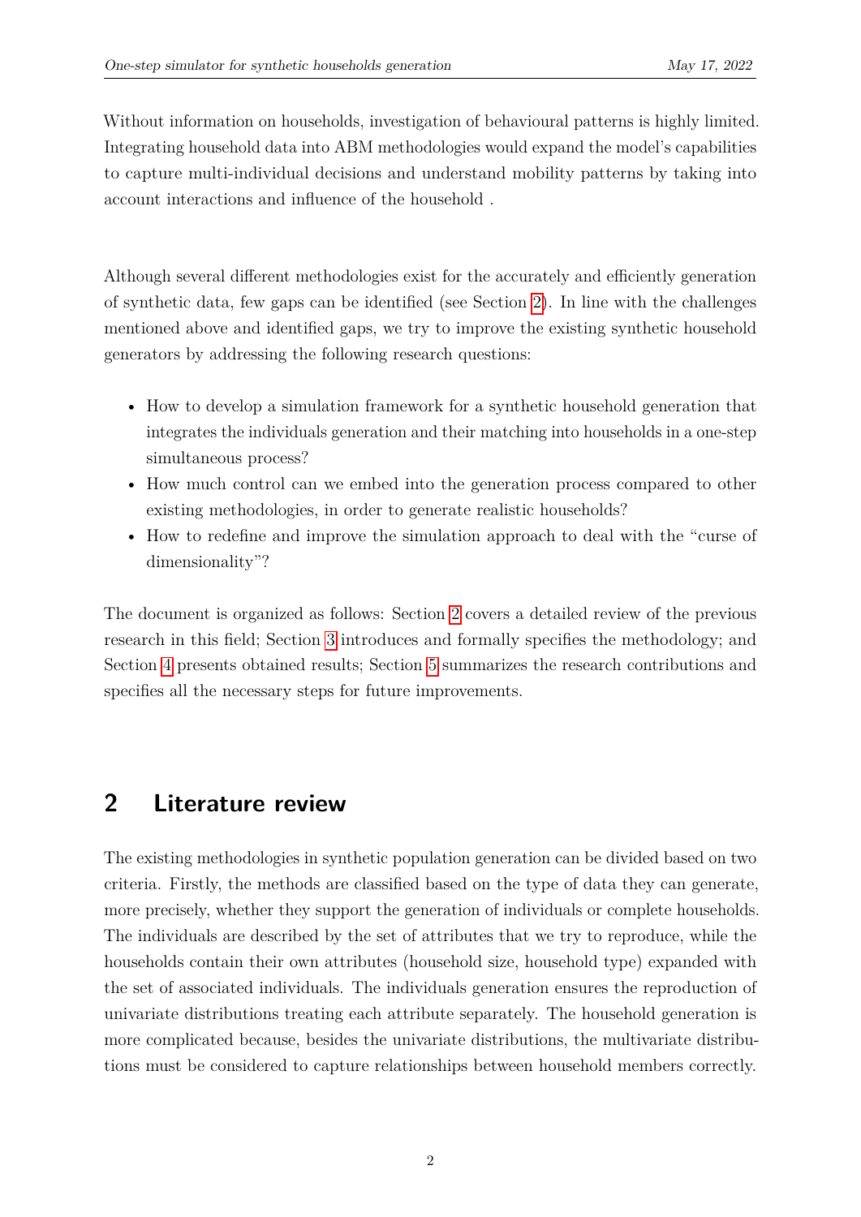Without information on households, investigation of behavioural patterns is highly limited. Integrating household data into ABM methodologies would expand the model's capabilities to capture multi-individual decisions and understand mobility patterns by taking into account interactions and influence of the household .

Although several different methodologies exist for the accurately and efficiently generation of synthetic data, few gaps can be identified (see Section 2). In line with the challenges mentioned above and identified gaps, we try to improve the existing synthetic household generators by addressing the following research questions:

- How to develop a simulation framework for a synthetic household generation that integrates the individuals generation and their matching into households in a one-step simultaneous process?
- How much control can we embed into the generation process compared to other existing methodologies, in order to generate realistic households?
- How to redefine and improve the simulation approach to deal with the "curse of dimensionality"?

The document is organized as follows: Section 2 covers a detailed review of the previous research in this field; Section 3 introduces and formally specifies the methodology; and Section 4 presents obtained results; Section 5 summarizes the research contributions and specifies all the necessary steps for future improvements.

## 2 Literature review

The existing methodologies in synthetic population generation can be divided based on two criteria. Firstly, the methods are classified based on the type of data they can generate, more precisely, whether they support the generation of individuals or complete households. The individuals are described by the set of attributes that we try to reproduce, while the households contain their own attributes (household size, household type) expanded with the set of associated individuals. The individuals generation ensures the reproduction of univariate distributions treating each attribute separately. The household generation is more complicated because, besides the univariate distributions, the multivariate distributions must be considered to capture relationships between household members correctly.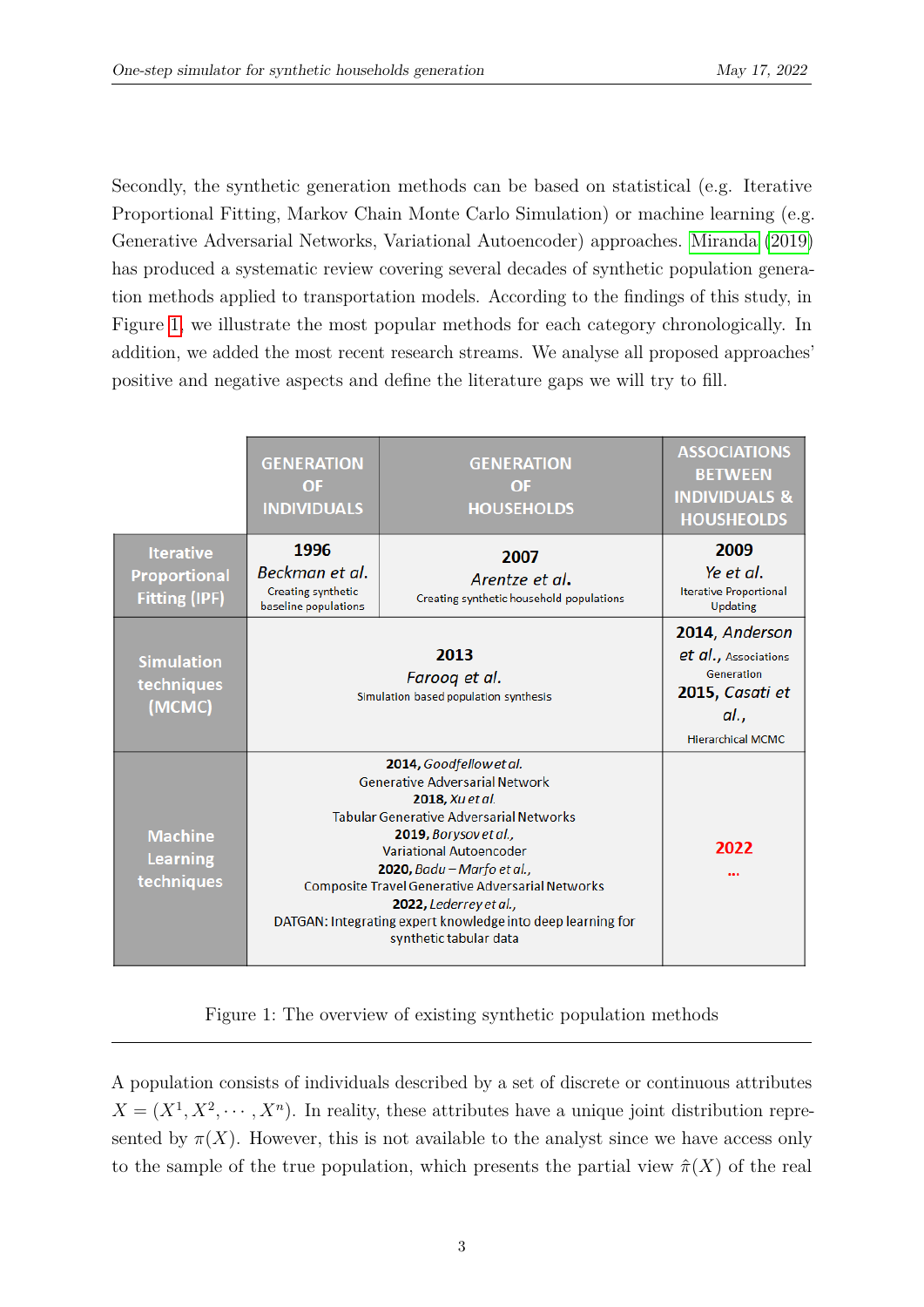Secondly, the synthetic generation methods can be based on statistical (e.g. Iterative Proportional Fitting, Markov Chain Monte Carlo Simulation) or machine learning (e.g. Generative Adversarial Networks, Variational Autoencoder) approaches. Miranda (2019) has produced a systematic review covering several decades of synthetic population generation methods applied to transportation models. According to the findings of this study, in Figure 1, we illustrate the most popular methods for each category chronologically. In addition, we added the most recent research streams. We analyse all proposed approaches' positive and negative aspects and define the literature gaps we will try to fill.

| | GENERATION OF INDIVIDUALS | GENERATION OF HOUSEHOLDS | ASSOCIATIONS BETWEEN INDIVIDUALS & HOUSEHOLDS |
|---|---|---|---|
| Iterative Proportional Fitting (IPF) | **1996** *Beckman et al.* Creating synthetic baseline populations | **2007** *Arentze et al.* Creating synthetic household populations | **2009** *Ye et al.* Iterative Proportional Updating |
| Simulation techniques (MCMC) | **2013** *Farooq et al.* Simulation based population synthesis | | **2014**, *Anderson et al.*, Associations Generation **2015**, *Casati et al.*, Hierarchical MCMC |
| Machine Learning techniques | **2014**, *Goodfellow et al.* Generative Adversarial Network **2018**, *Xu et al.* Tabular Generative Adversarial Networks **2019**, *Borysov et al.*, Variational Autoencoder **2020**, *Badu – Marfo et al.*, Composite Travel Generative Adversarial Networks **2022**, *Lederrey et al.*, DATGAN: Integrating expert knowledge into deep learning for synthetic tabular data | | **2022** ... |

Figure 1: The overview of existing synthetic population methods

A population consists of individuals described by a set of discrete or continuous attributes $X = (X^1, X^2, \cdots, X^n)$. In reality, these attributes have a unique joint distribution represented by $\pi(X)$. However, this is not available to the analyst since we have access only to the sample of the true population, which presents the partial view $\hat{\pi}(X)$ of the real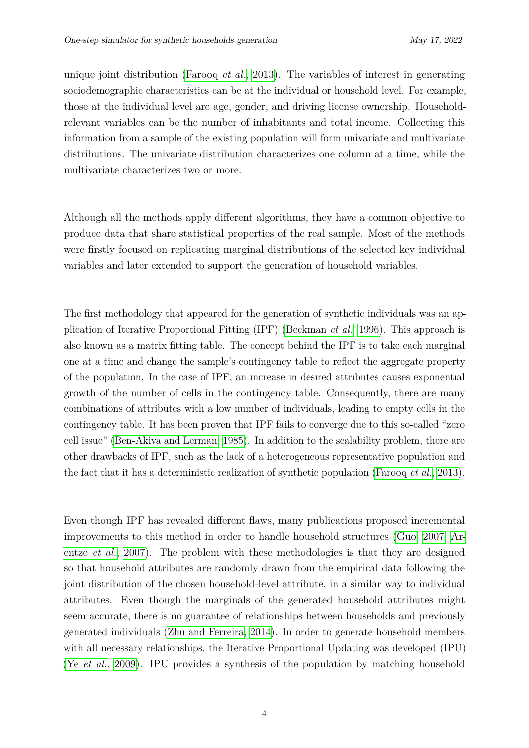unique joint distribution (Farooq *et al.*, 2013). The variables of interest in generating sociodemographic characteristics can be at the individual or household level. For example, those at the individual level are age, gender, and driving license ownership. Household-relevant variables can be the number of inhabitants and total income. Collecting this information from a sample of the existing population will form univariate and multivariate distributions. The univariate distribution characterizes one column at a time, while the multivariate characterizes two or more.

Although all the methods apply different algorithms, they have a common objective to produce data that share statistical properties of the real sample. Most of the methods were firstly focused on replicating marginal distributions of the selected key individual variables and later extended to support the generation of household variables.

The first methodology that appeared for the generation of synthetic individuals was an application of Iterative Proportional Fitting (IPF) (Beckman *et al.*, 1996). This approach is also known as a matrix fitting table. The concept behind the IPF is to take each marginal one at a time and change the sample's contingency table to reflect the aggregate property of the population. In the case of IPF, an increase in desired attributes causes exponential growth of the number of cells in the contingency table. Consequently, there are many combinations of attributes with a low number of individuals, leading to empty cells in the contingency table. It has been proven that IPF fails to converge due to this so-called "zero cell issue" (Ben-Akiva and Lerman, 1985). In addition to the scalability problem, there are other drawbacks of IPF, such as the lack of a heterogeneous representative population and the fact that it has a deterministic realization of synthetic population (Farooq *et al.*, 2013).

Even though IPF has revealed different flaws, many publications proposed incremental improvements to this method in order to handle household structures (Guo, 2007; Arentze *et al.*, 2007). The problem with these methodologies is that they are designed so that household attributes are randomly drawn from the empirical data following the joint distribution of the chosen household-level attribute, in a similar way to individual attributes. Even though the marginals of the generated household attributes might seem accurate, there is no guarantee of relationships between households and previously generated individuals (Zhu and Ferreira, 2014). In order to generate household members with all necessary relationships, the Iterative Proportional Updating was developed (IPU) (Ye *et al.*, 2009). IPU provides a synthesis of the population by matching household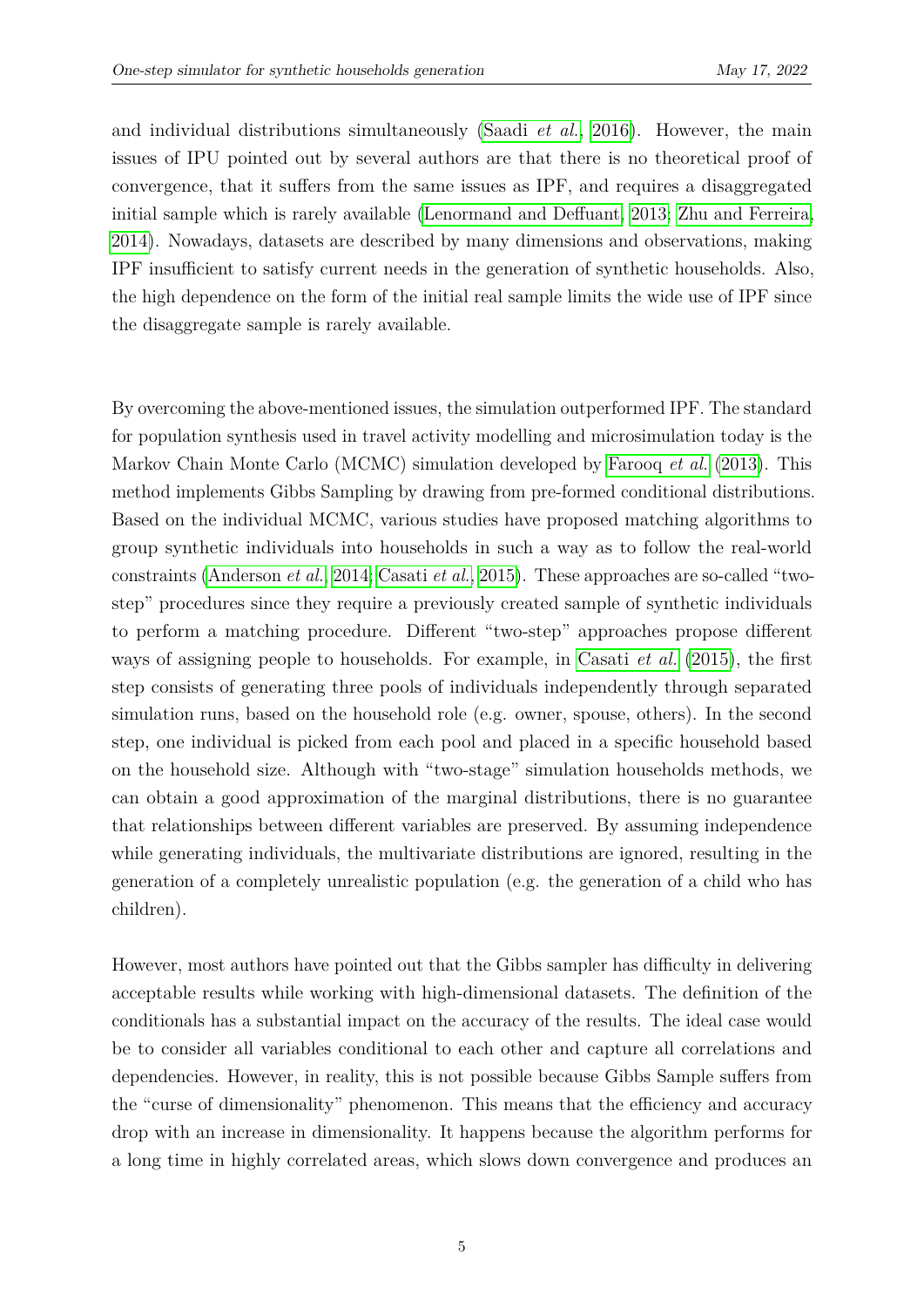and individual distributions simultaneously (Saadi *et al.*, 2016). However, the main issues of IPU pointed out by several authors are that there is no theoretical proof of convergence, that it suffers from the same issues as IPF, and requires a disaggregated initial sample which is rarely available (Lenormand and Deffuant, 2013; Zhu and Ferreira, 2014). Nowadays, datasets are described by many dimensions and observations, making IPF insufficient to satisfy current needs in the generation of synthetic households. Also, the high dependence on the form of the initial real sample limits the wide use of IPF since the disaggregate sample is rarely available.

By overcoming the above-mentioned issues, the simulation outperformed IPF. The standard for population synthesis used in travel activity modelling and microsimulation today is the Markov Chain Monte Carlo (MCMC) simulation developed by Farooq *et al.* (2013). This method implements Gibbs Sampling by drawing from pre-formed conditional distributions. Based on the individual MCMC, various studies have proposed matching algorithms to group synthetic individuals into households in such a way as to follow the real-world constraints (Anderson *et al.*, 2014; Casati *et al.*, 2015). These approaches are so-called "two-step" procedures since they require a previously created sample of synthetic individuals to perform a matching procedure. Different "two-step" approaches propose different ways of assigning people to households. For example, in Casati *et al.* (2015), the first step consists of generating three pools of individuals independently through separated simulation runs, based on the household role (e.g. owner, spouse, others). In the second step, one individual is picked from each pool and placed in a specific household based on the household size. Although with "two-stage" simulation households methods, we can obtain a good approximation of the marginal distributions, there is no guarantee that relationships between different variables are preserved. By assuming independence while generating individuals, the multivariate distributions are ignored, resulting in the generation of a completely unrealistic population (e.g. the generation of a child who has children).

However, most authors have pointed out that the Gibbs sampler has difficulty in delivering acceptable results while working with high-dimensional datasets. The definition of the conditionals has a substantial impact on the accuracy of the results. The ideal case would be to consider all variables conditional to each other and capture all correlations and dependencies. However, in reality, this is not possible because Gibbs Sample suffers from the "curse of dimensionality" phenomenon. This means that the efficiency and accuracy drop with an increase in dimensionality. It happens because the algorithm performs for a long time in highly correlated areas, which slows down convergence and produces an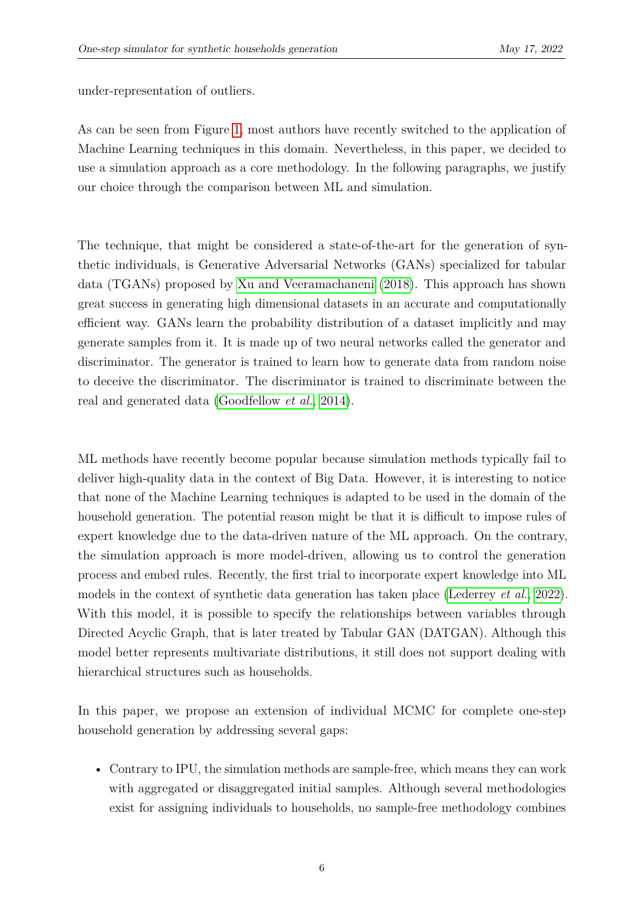under-representation of outliers.

As can be seen from Figure 1, most authors have recently switched to the application of Machine Learning techniques in this domain. Nevertheless, in this paper, we decided to use a simulation approach as a core methodology. In the following paragraphs, we justify our choice through the comparison between ML and simulation.

The technique, that might be considered a state-of-the-art for the generation of synthetic individuals, is Generative Adversarial Networks (GANs) specialized for tabular data (TGANs) proposed by Xu and Veeramachaneni (2018). This approach has shown great success in generating high dimensional datasets in an accurate and computationally efficient way. GANs learn the probability distribution of a dataset implicitly and may generate samples from it. It is made up of two neural networks called the generator and discriminator. The generator is trained to learn how to generate data from random noise to deceive the discriminator. The discriminator is trained to discriminate between the real and generated data (Goodfellow *et al.*, 2014).

ML methods have recently become popular because simulation methods typically fail to deliver high-quality data in the context of Big Data. However, it is interesting to notice that none of the Machine Learning techniques is adapted to be used in the domain of the household generation. The potential reason might be that it is difficult to impose rules of expert knowledge due to the data-driven nature of the ML approach. On the contrary, the simulation approach is more model-driven, allowing us to control the generation process and embed rules. Recently, the first trial to incorporate expert knowledge into ML models in the context of synthetic data generation has taken place (Lederrey *et al.*, 2022). With this model, it is possible to specify the relationships between variables through Directed Acyclic Graph, that is later treated by Tabular GAN (DATGAN). Although this model better represents multivariate distributions, it still does not support dealing with hierarchical structures such as households.

In this paper, we propose an extension of individual MCMC for complete one-step household generation by addressing several gaps:

- Contrary to IPU, the simulation methods are sample-free, which means they can work with aggregated or disaggregated initial samples. Although several methodologies exist for assigning individuals to households, no sample-free methodology combines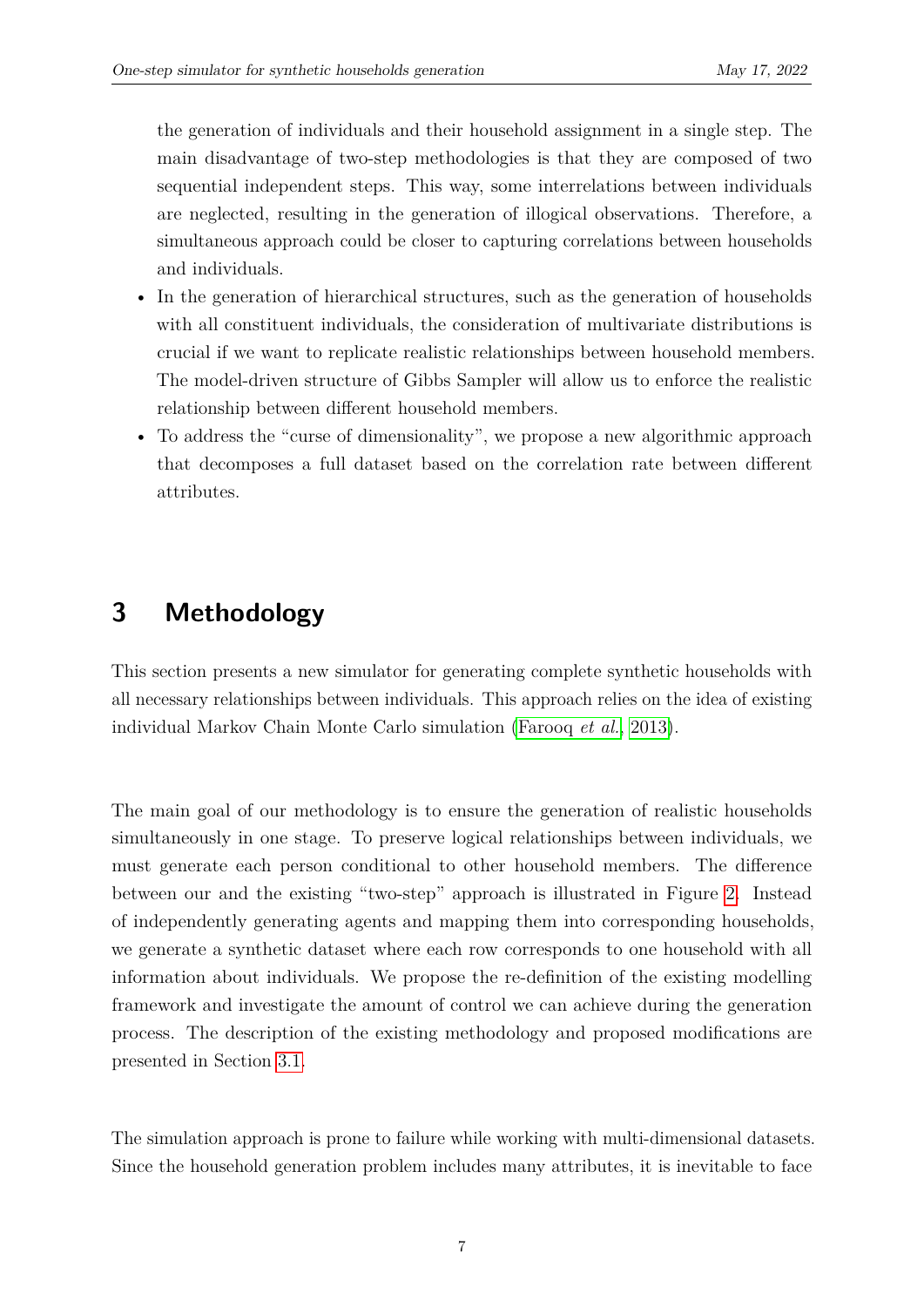the generation of individuals and their household assignment in a single step. The main disadvantage of two-step methodologies is that they are composed of two sequential independent steps. This way, some interrelations between individuals are neglected, resulting in the generation of illogical observations. Therefore, a simultaneous approach could be closer to capturing correlations between households and individuals.

- In the generation of hierarchical structures, such as the generation of households with all constituent individuals, the consideration of multivariate distributions is crucial if we want to replicate realistic relationships between household members. The model-driven structure of Gibbs Sampler will allow us to enforce the realistic relationship between different household members.
- To address the "curse of dimensionality", we propose a new algorithmic approach that decomposes a full dataset based on the correlation rate between different attributes.

## 3 Methodology

This section presents a new simulator for generating complete synthetic households with all necessary relationships between individuals. This approach relies on the idea of existing individual Markov Chain Monte Carlo simulation (Farooq *et al.*, 2013).

The main goal of our methodology is to ensure the generation of realistic households simultaneously in one stage. To preserve logical relationships between individuals, we must generate each person conditional to other household members. The difference between our and the existing "two-step" approach is illustrated in Figure 2. Instead of independently generating agents and mapping them into corresponding households, we generate a synthetic dataset where each row corresponds to one household with all information about individuals. We propose the re-definition of the existing modelling framework and investigate the amount of control we can achieve during the generation process. The description of the existing methodology and proposed modifications are presented in Section 3.1.

The simulation approach is prone to failure while working with multi-dimensional datasets. Since the household generation problem includes many attributes, it is inevitable to face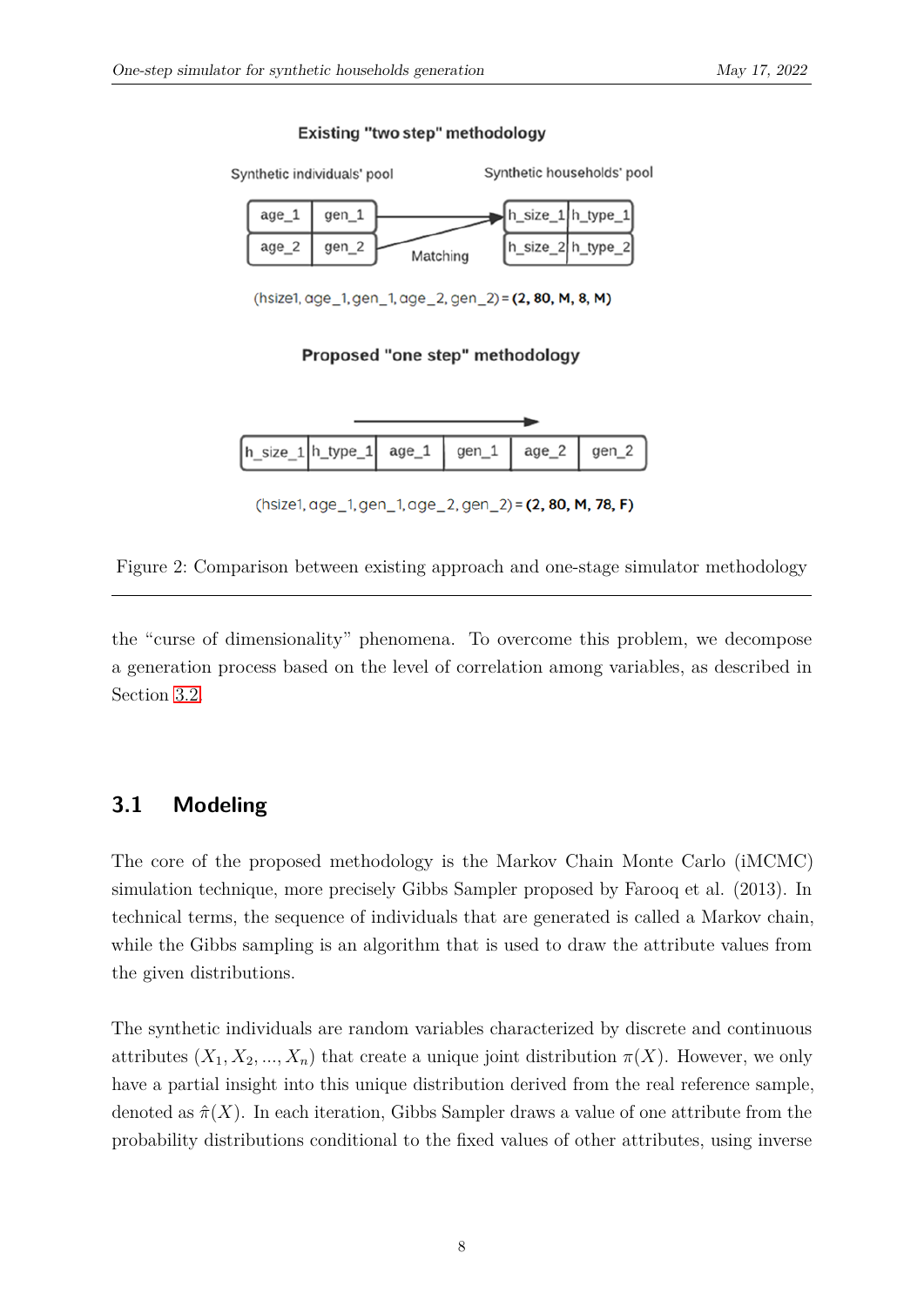Existing "two step" methodology

Synthetic individuals' pool

Synthetic households' pool

| age_1 | gen_1 |
|---|---|
| age_2 | gen_2 |

Matching

| h_size_1 | h_type_1 |
|---|---|
| h_size_2 | h_type_2 |

(hsize1, age_1, gen_1, age_2, gen_2) = **(2, 80, M, 8, M)**

Proposed "one step" methodology

| h_size_1 | h_type_1 | age_1 | gen_1 | age_2 | gen_2 |
|---|---|---|---|---|---|

(hsize1, age_1, gen_1, age_2, gen_2) = **(2, 80, M, 78, F)**

Figure 2: Comparison between existing approach and one-stage simulator methodology

the "curse of dimensionality" phenomena. To overcome this problem, we decompose a generation process based on the level of correlation among variables, as described in Section 3.2.

## 3.1 Modeling

The core of the proposed methodology is the Markov Chain Monte Carlo (iMCMC) simulation technique, more precisely Gibbs Sampler proposed by Farooq et al. (2013). In technical terms, the sequence of individuals that are generated is called a Markov chain, while the Gibbs sampling is an algorithm that is used to draw the attribute values from the given distributions.

The synthetic individuals are random variables characterized by discrete and continuous attributes $(X_1, X_2, ..., X_n)$ that create a unique joint distribution $\pi(X)$. However, we only have a partial insight into this unique distribution derived from the real reference sample, denoted as $\hat{\pi}(X)$. In each iteration, Gibbs Sampler draws a value of one attribute from the probability distributions conditional to the fixed values of other attributes, using inverse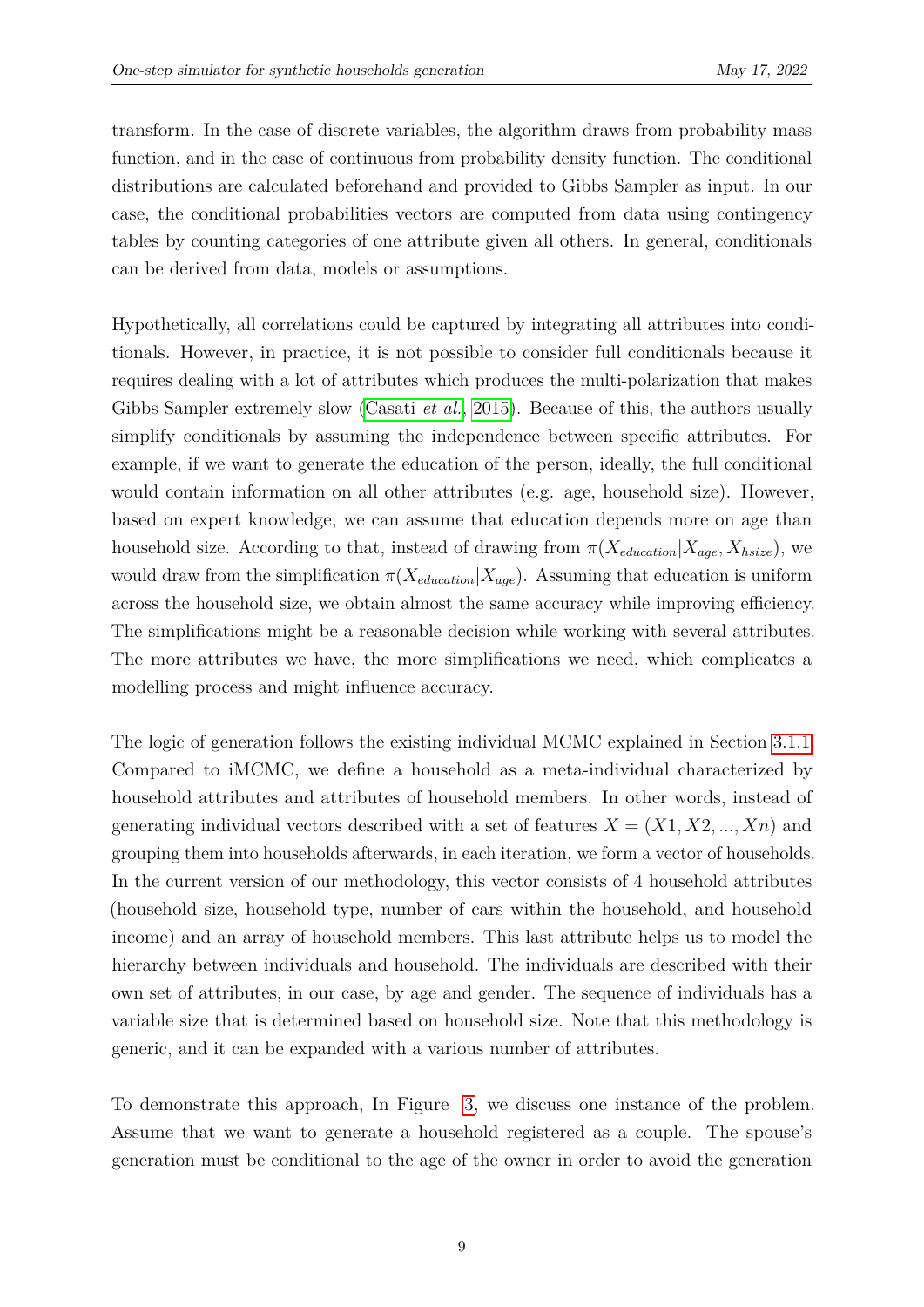transform. In the case of discrete variables, the algorithm draws from probability mass function, and in the case of continuous from probability density function. The conditional distributions are calculated beforehand and provided to Gibbs Sampler as input. In our case, the conditional probabilities vectors are computed from data using contingency tables by counting categories of one attribute given all others. In general, conditionals can be derived from data, models or assumptions.

Hypothetically, all correlations could be captured by integrating all attributes into conditionals. However, in practice, it is not possible to consider full conditionals because it requires dealing with a lot of attributes which produces the multi-polarization that makes Gibbs Sampler extremely slow (Casati *et al.*, 2015). Because of this, the authors usually simplify conditionals by assuming the independence between specific attributes. For example, if we want to generate the education of the person, ideally, the full conditional would contain information on all other attributes (e.g. age, household size). However, based on expert knowledge, we can assume that education depends more on age than household size. According to that, instead of drawing from $\pi(X_{education}|X_{age}, X_{hsize})$, we would draw from the simplification $\pi(X_{education}|X_{age})$. Assuming that education is uniform across the household size, we obtain almost the same accuracy while improving efficiency. The simplifications might be a reasonable decision while working with several attributes. The more attributes we have, the more simplifications we need, which complicates a modelling process and might influence accuracy.

The logic of generation follows the existing individual MCMC explained in Section 3.1.1. Compared to iMCMC, we define a household as a meta-individual characterized by household attributes and attributes of household members. In other words, instead of generating individual vectors described with a set of features $X = (X1, X2, ..., Xn)$ and grouping them into households afterwards, in each iteration, we form a vector of households. In the current version of our methodology, this vector consists of 4 household attributes (household size, household type, number of cars within the household, and household income) and an array of household members. This last attribute helps us to model the hierarchy between individuals and household. The individuals are described with their own set of attributes, in our case, by age and gender. The sequence of individuals has a variable size that is determined based on household size. Note that this methodology is generic, and it can be expanded with a various number of attributes.

To demonstrate this approach, In Figure 3, we discuss one instance of the problem. Assume that we want to generate a household registered as a couple. The spouse's generation must be conditional to the age of the owner in order to avoid the generation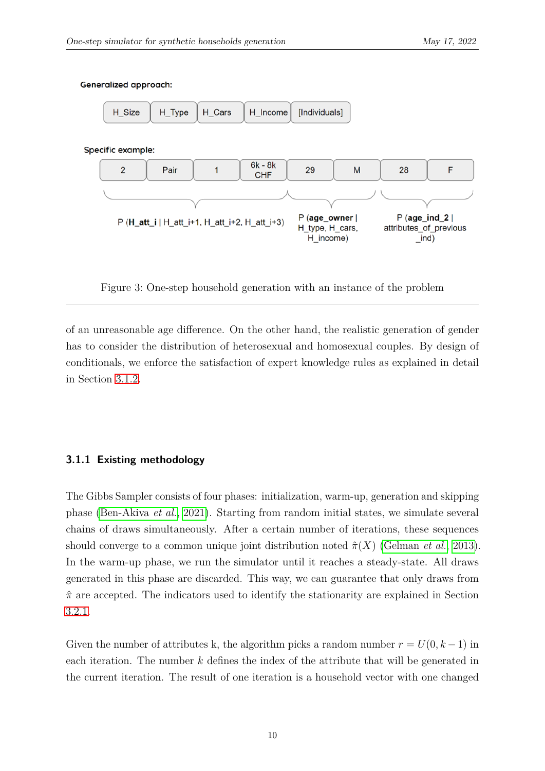Generalized approach:

| H_Size | H_Type | H_Cars | H_Income | [Individuals] |
|---|---|---|---|---|

Specific example:

| 2 | Pair | 1 | 6k - 8k CHF | 29 | M | 28 | F |
|---|---|---|---|---|---|---|---|

P (**H_att_i** | H_att_i+1, H_att_i+2, H_att_i+3) — P (**age_owner** | H_type, H_cars, H_income) — P (**age_ind_2** | attributes_of_previous_ind)

Figure 3: One-step household generation with an instance of the problem

of an unreasonable age difference. On the other hand, the realistic generation of gender has to consider the distribution of heterosexual and homosexual couples. By design of conditionals, we enforce the satisfaction of expert knowledge rules as explained in detail in Section 3.1.2.

### 3.1.1 Existing methodology

The Gibbs Sampler consists of four phases: initialization, warm-up, generation and skipping phase (Ben-Akiva *et al.*, 2021). Starting from random initial states, we simulate several chains of draws simultaneously. After a certain number of iterations, these sequences should converge to a common unique joint distribution noted $\hat{\pi}(X)$ (Gelman *et al.*, 2013). In the warm-up phase, we run the simulator until it reaches a steady-state. All draws generated in this phase are discarded. This way, we can guarantee that only draws from $\hat{\pi}$ are accepted. The indicators used to identify the stationarity are explained in Section 3.2.1.

Given the number of attributes k, the algorithm picks a random number $r = U(0, k-1)$ in each iteration. The number $k$ defines the index of the attribute that will be generated in the current iteration. The result of one iteration is a household vector with one changed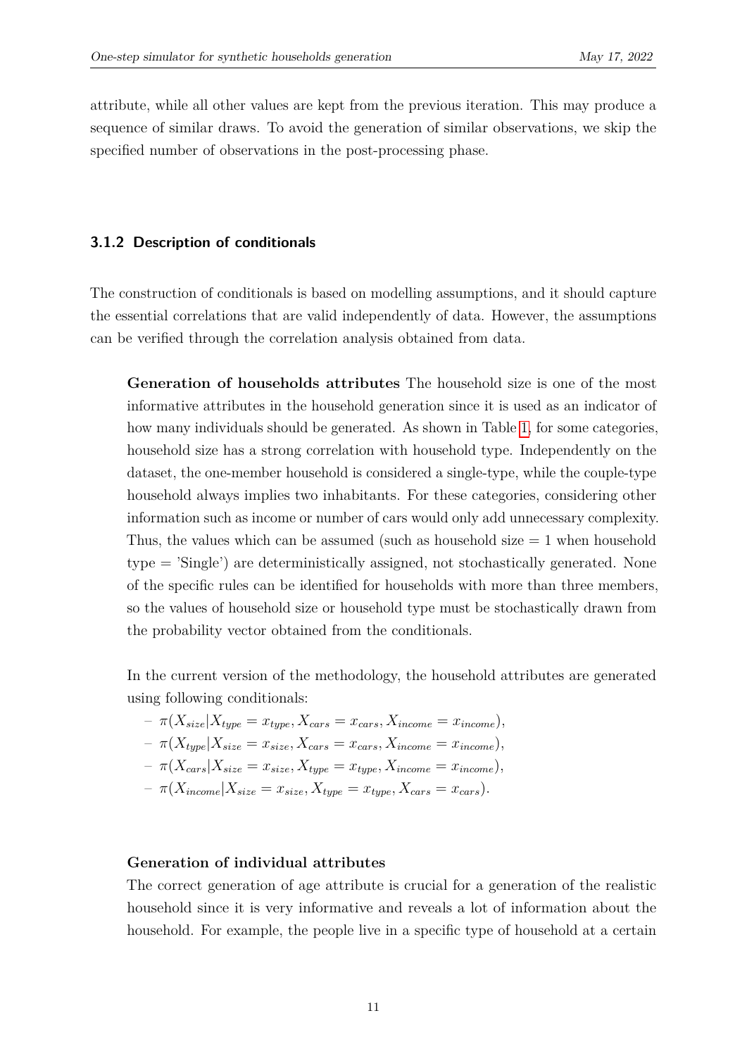attribute, while all other values are kept from the previous iteration. This may produce a sequence of similar draws. To avoid the generation of similar observations, we skip the specified number of observations in the post-processing phase.

### 3.1.2 Description of conditionals

The construction of conditionals is based on modelling assumptions, and it should capture the essential correlations that are valid independently of data. However, the assumptions can be verified through the correlation analysis obtained from data.

**Generation of households attributes** The household size is one of the most informative attributes in the household generation since it is used as an indicator of how many individuals should be generated. As shown in Table 1, for some categories, household size has a strong correlation with household type. Independently on the dataset, the one-member household is considered a single-type, while the couple-type household always implies two inhabitants. For these categories, considering other information such as income or number of cars would only add unnecessary complexity. Thus, the values which can be assumed (such as household size = 1 when household type = 'Single') are deterministically assigned, not stochastically generated. None of the specific rules can be identified for households with more than three members, so the values of household size or household type must be stochastically drawn from the probability vector obtained from the conditionals.

In the current version of the methodology, the household attributes are generated using following conditionals:

- $\pi(X_{size}|X_{type} = x_{type}, X_{cars} = x_{cars}, X_{income} = x_{income})$,
- $\pi(X_{type}|X_{size} = x_{size}, X_{cars} = x_{cars}, X_{income} = x_{income})$,
- $\pi(X_{cars}|X_{size} = x_{size}, X_{type} = x_{type}, X_{income} = x_{income})$,
- $\pi(X_{income}|X_{size} = x_{size}, X_{type} = x_{type}, X_{cars} = x_{cars})$.

**Generation of individual attributes**
The correct generation of age attribute is crucial for a generation of the realistic household since it is very informative and reveals a lot of information about the household. For example, the people live in a specific type of household at a certain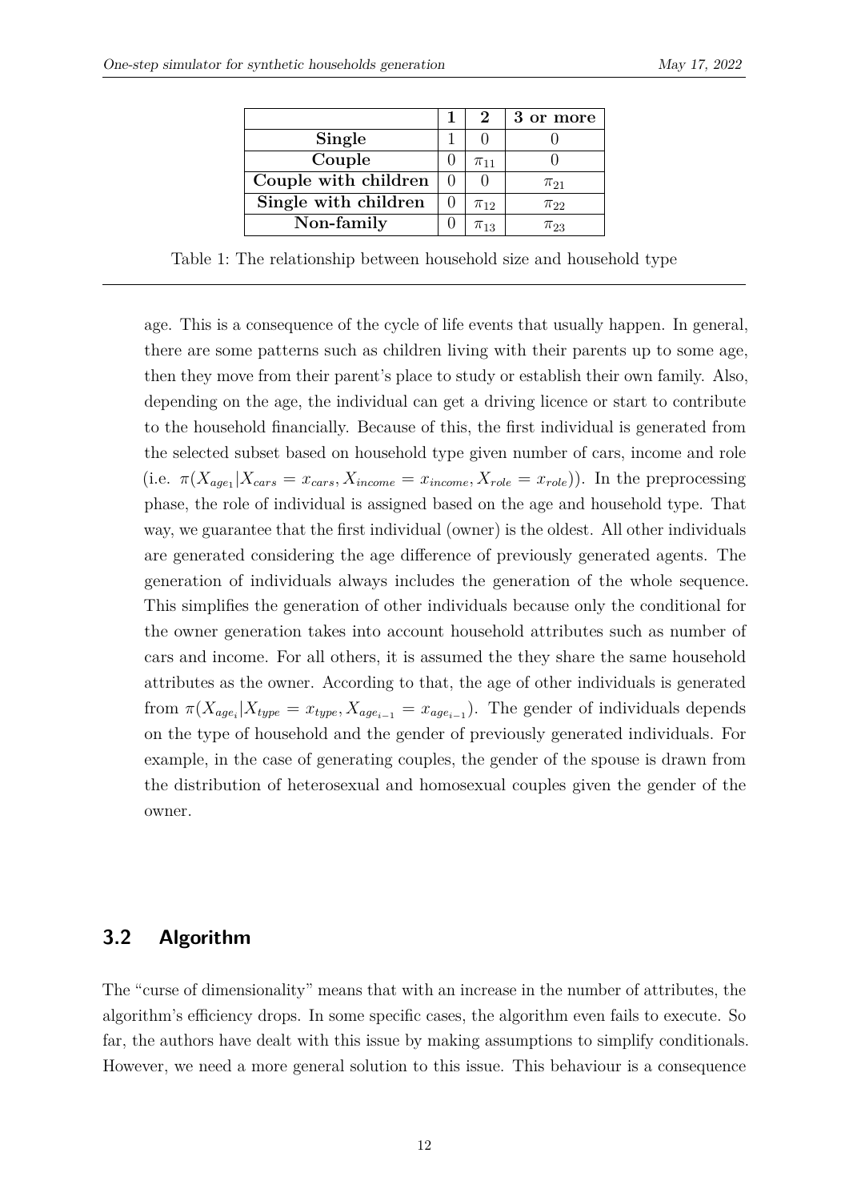| | **1** | **2** | **3 or more** |
|---|---|---|---|
| **Single** | 1 | 0 | 0 |
| **Couple** | 0 | $\pi_{11}$ | 0 |
| **Couple with children** | 0 | 0 | $\pi_{21}$ |
| **Single with children** | 0 | $\pi_{12}$ | $\pi_{22}$ |
| **Non-family** | 0 | $\pi_{13}$ | $\pi_{23}$ |

Table 1: The relationship between household size and household type

age. This is a consequence of the cycle of life events that usually happen. In general, there are some patterns such as children living with their parents up to some age, then they move from their parent's place to study or establish their own family. Also, depending on the age, the individual can get a driving licence or start to contribute to the household financially. Because of this, the first individual is generated from the selected subset based on household type given number of cars, income and role (i.e. $\pi(X_{age_1}|X_{cars} = x_{cars}, X_{income} = x_{income}, X_{role} = x_{role})$). In the preprocessing phase, the role of individual is assigned based on the age and household type. That way, we guarantee that the first individual (owner) is the oldest. All other individuals are generated considering the age difference of previously generated agents. The generation of individuals always includes the generation of the whole sequence. This simplifies the generation of other individuals because only the conditional for the owner generation takes into account household attributes such as number of cars and income. For all others, it is assumed the they share the same household attributes as the owner. According to that, the age of other individuals is generated from $\pi(X_{age_i}|X_{type} = x_{type}, X_{age_{i-1}} = x_{age_{i-1}})$. The gender of individuals depends on the type of household and the gender of previously generated individuals. For example, in the case of generating couples, the gender of the spouse is drawn from the distribution of heterosexual and homosexual couples given the gender of the owner.

## 3.2 Algorithm

The "curse of dimensionality" means that with an increase in the number of attributes, the algorithm's efficiency drops. In some specific cases, the algorithm even fails to execute. So far, the authors have dealt with this issue by making assumptions to simplify conditionals. However, we need a more general solution to this issue. This behaviour is a consequence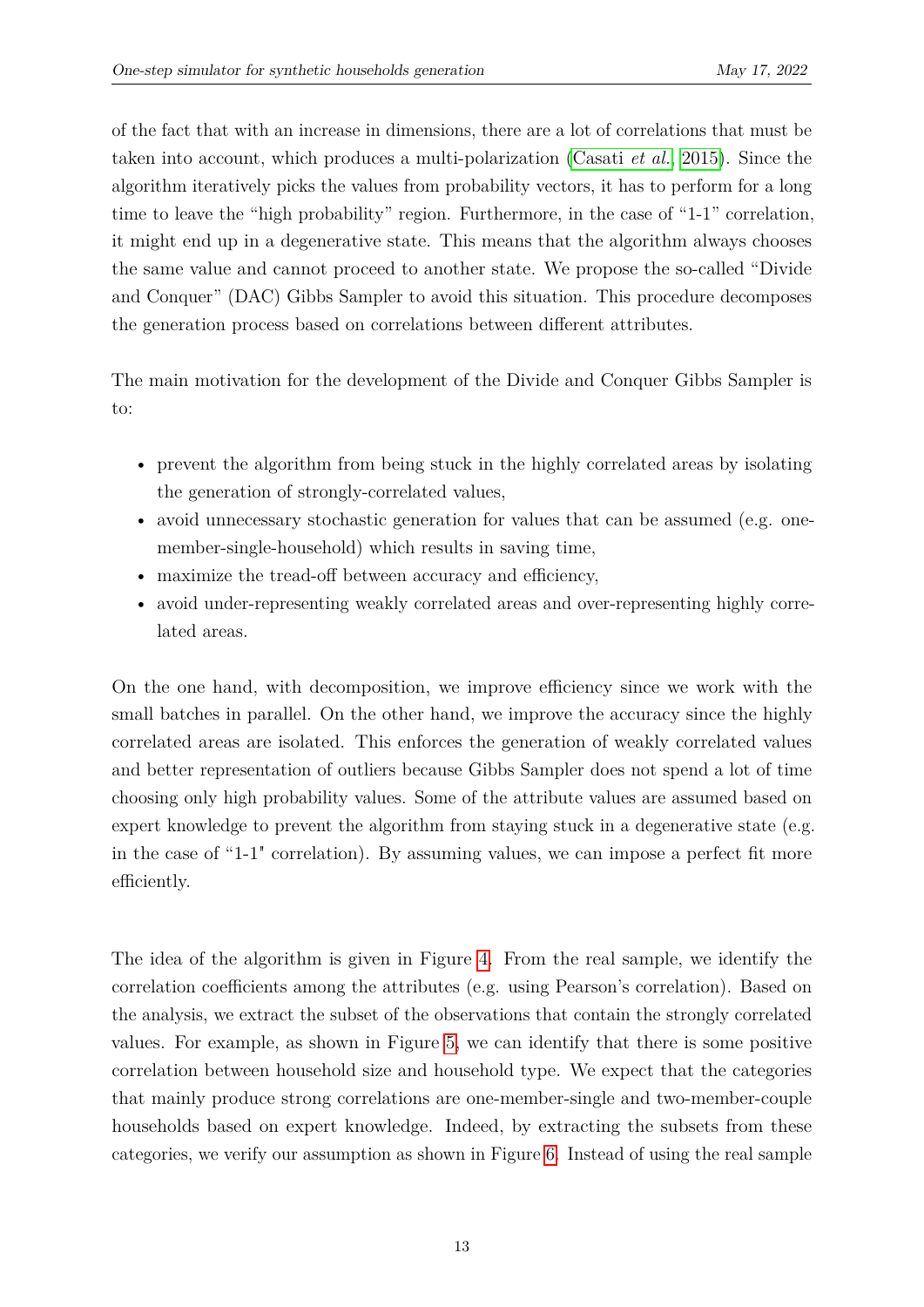of the fact that with an increase in dimensions, there are a lot of correlations that must be taken into account, which produces a multi-polarization (Casati *et al.*, 2015). Since the algorithm iteratively picks the values from probability vectors, it has to perform for a long time to leave the "high probability" region. Furthermore, in the case of "1-1" correlation, it might end up in a degenerative state. This means that the algorithm always chooses the same value and cannot proceed to another state. We propose the so-called "Divide and Conquer" (DAC) Gibbs Sampler to avoid this situation. This procedure decomposes the generation process based on correlations between different attributes.

The main motivation for the development of the Divide and Conquer Gibbs Sampler is to:

- prevent the algorithm from being stuck in the highly correlated areas by isolating the generation of strongly-correlated values,
- avoid unnecessary stochastic generation for values that can be assumed (e.g. one-member-single-household) which results in saving time,
- maximize the tread-off between accuracy and efficiency,
- avoid under-representing weakly correlated areas and over-representing highly correlated areas.

On the one hand, with decomposition, we improve efficiency since we work with the small batches in parallel. On the other hand, we improve the accuracy since the highly correlated areas are isolated. This enforces the generation of weakly correlated values and better representation of outliers because Gibbs Sampler does not spend a lot of time choosing only high probability values. Some of the attribute values are assumed based on expert knowledge to prevent the algorithm from staying stuck in a degenerative state (e.g. in the case of "1-1" correlation). By assuming values, we can impose a perfect fit more efficiently.

The idea of the algorithm is given in Figure 4. From the real sample, we identify the correlation coefficients among the attributes (e.g. using Pearson's correlation). Based on the analysis, we extract the subset of the observations that contain the strongly correlated values. For example, as shown in Figure 5, we can identify that there is some positive correlation between household size and household type. We expect that the categories that mainly produce strong correlations are one-member-single and two-member-couple households based on expert knowledge. Indeed, by extracting the subsets from these categories, we verify our assumption as shown in Figure 6. Instead of using the real sample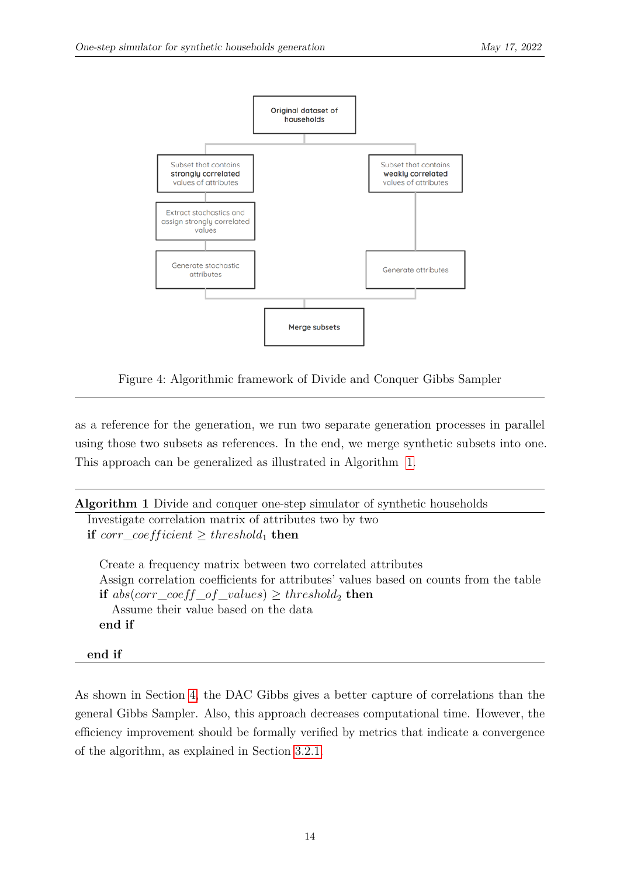Figure 4: Algorithmic framework of Divide and Conquer Gibbs Sampler

as a reference for the generation, we run two separate generation processes in parallel using those two subsets as references. In the end, we merge synthetic subsets into one. This approach can be generalized as illustrated in Algorithm 1.

**Algorithm 1** Divide and conquer one-step simulator of synthetic households

```
Investigate correlation matrix of attributes two by two
if corr_coefficient ≥ threshold_1 then

    Create a frequency matrix between two correlated attributes
    Assign correlation coefficients for attributes' values based on counts from the table
    if abs(corr_coeff_of_values) ≥ threshold_2 then
        Assume their value based on the data
    end if

end if
```

As shown in Section 4, the DAC Gibbs gives a better capture of correlations than the general Gibbs Sampler. Also, this approach decreases computational time. However, the efficiency improvement should be formally verified by metrics that indicate a convergence of the algorithm, as explained in Section 3.2.1.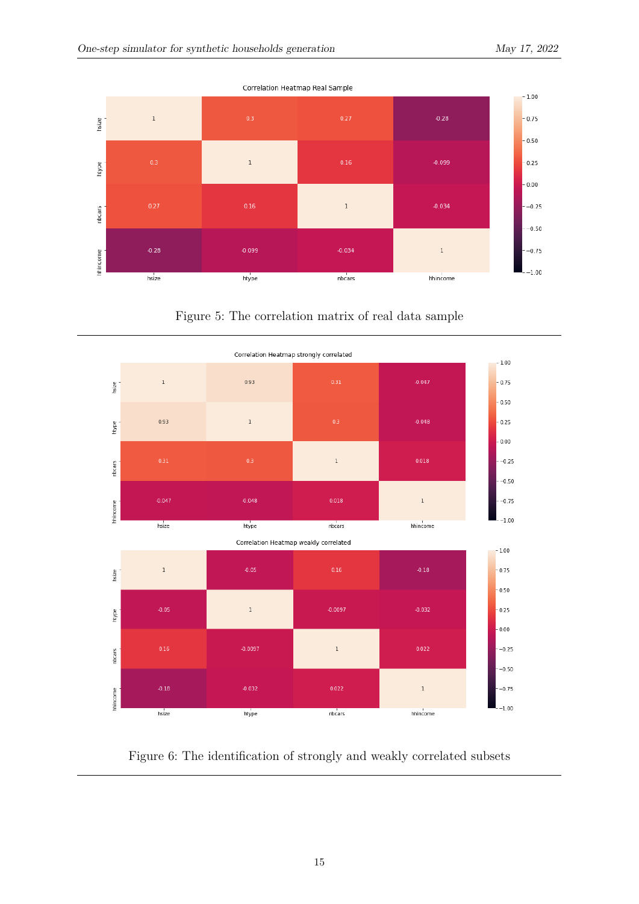Correlation Heatmap Real Sample

| | hsize | htype | nbcars | hhincome |
|---|---|---|---|---|
| hsize | 1 | 0.3 | 0.27 | -0.28 |
| htype | 0.3 | 1 | 0.16 | -0.099 |
| nbcars | 0.27 | 0.16 | 1 | -0.034 |
| hhincome | -0.28 | -0.099 | -0.034 | 1 |

Figure 5: The correlation matrix of real data sample

Correlation Heatmap strongly correlated

| | hsize | htype | nbcars | hhincome |
|---|---|---|---|---|
| hsize | 1 | 0.93 | 0.31 | -0.047 |
| htype | 0.93 | 1 | 0.3 | -0.048 |
| nbcars | 0.31 | 0.3 | 1 | 0.018 |
| hhincome | -0.047 | -0.048 | 0.018 | 1 |

Correlation Heatmap weakly correlated

| | hsize | htype | nbcars | hhincome |
|---|---|---|---|---|
| hsize | 1 | -0.05 | 0.16 | -0.18 |
| htype | -0.05 | 1 | -0.0097 | -0.032 |
| nbcars | 0.16 | -0.0097 | 1 | 0.022 |
| hhincome | -0.18 | -0.032 | 0.022 | 1 |

Figure 6: The identification of strongly and weakly correlated subsets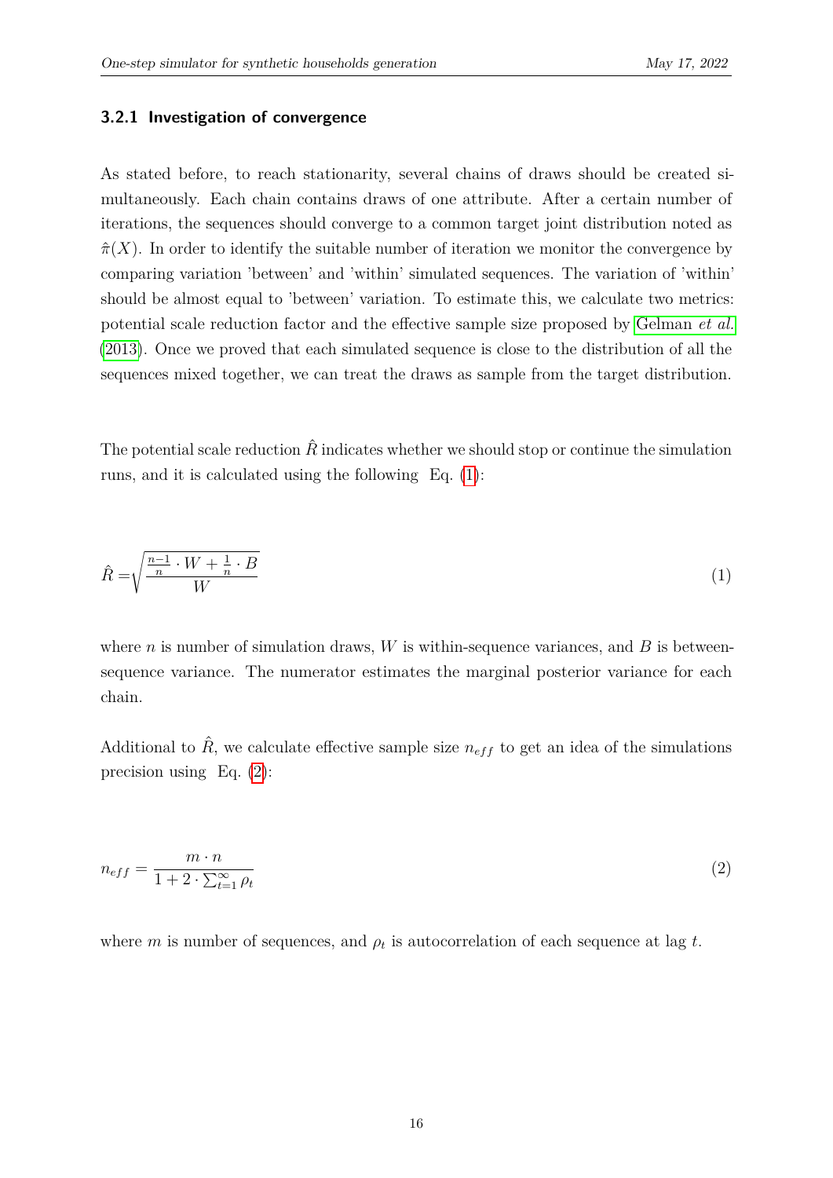### 3.2.1 Investigation of convergence

As stated before, to reach stationarity, several chains of draws should be created simultaneously. Each chain contains draws of one attribute. After a certain number of iterations, the sequences should converge to a common target joint distribution noted as $\hat{\pi}(X)$. In order to identify the suitable number of iteration we monitor the convergence by comparing variation 'between' and 'within' simulated sequences. The variation of 'within' should be almost equal to 'between' variation. To estimate this, we calculate two metrics: potential scale reduction factor and the effective sample size proposed by Gelman *et al.* (2013). Once we proved that each simulated sequence is close to the distribution of all the sequences mixed together, we can treat the draws as sample from the target distribution.

The potential scale reduction $\hat{R}$ indicates whether we should stop or continue the simulation runs, and it is calculated using the following Eq. (1):

$$\hat{R} = \sqrt{\frac{\frac{n-1}{n} \cdot W + \frac{1}{n} \cdot B}{W}} \tag{1}$$

where $n$ is number of simulation draws, $W$ is within-sequence variances, and $B$ is between-sequence variance. The numerator estimates the marginal posterior variance for each chain.

Additional to $\hat{R}$, we calculate effective sample size $n_{eff}$ to get an idea of the simulations precision using Eq. (2):

$$n_{eff} = \frac{m \cdot n}{1 + 2 \cdot \sum_{t=1}^{\infty} \rho_t} \tag{2}$$

where $m$ is number of sequences, and $\rho_t$ is autocorrelation of each sequence at lag $t$.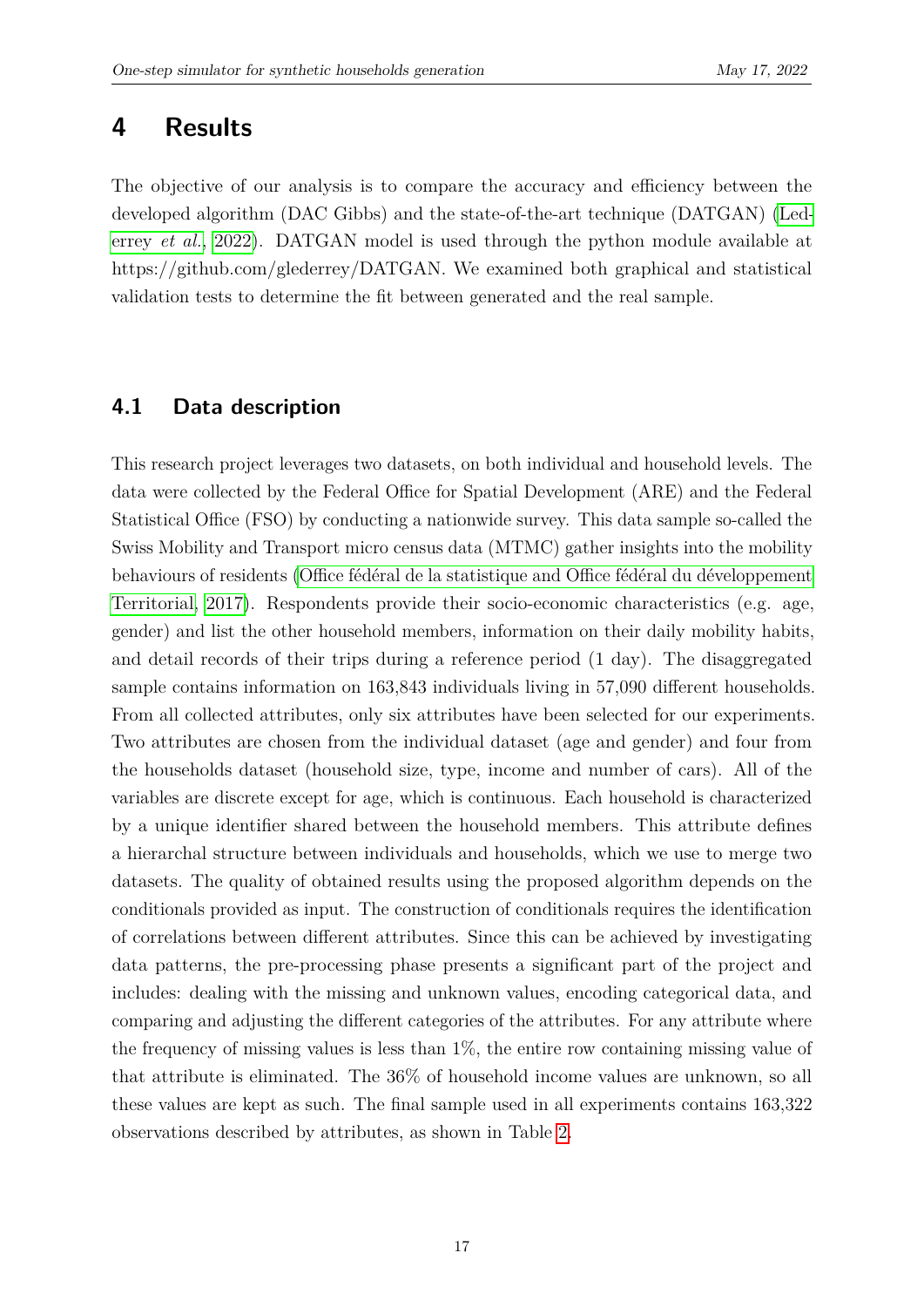# 4 Results

The objective of our analysis is to compare the accuracy and efficiency between the developed algorithm (DAC Gibbs) and the state-of-the-art technique (DATGAN) (Lederrey *et al.*, 2022). DATGAN model is used through the python module available at https://github.com/glederrey/DATGAN. We examined both graphical and statistical validation tests to determine the fit between generated and the real sample.

## 4.1 Data description

This research project leverages two datasets, on both individual and household levels. The data were collected by the Federal Office for Spatial Development (ARE) and the Federal Statistical Office (FSO) by conducting a nationwide survey. This data sample so-called the Swiss Mobility and Transport micro census data (MTMC) gather insights into the mobility behaviours of residents (Office fédéral de la statistique and Office fédéral du développement Territorial, 2017). Respondents provide their socio-economic characteristics (e.g. age, gender) and list the other household members, information on their daily mobility habits, and detail records of their trips during a reference period (1 day). The disaggregated sample contains information on 163,843 individuals living in 57,090 different households. From all collected attributes, only six attributes have been selected for our experiments. Two attributes are chosen from the individual dataset (age and gender) and four from the households dataset (household size, type, income and number of cars). All of the variables are discrete except for age, which is continuous. Each household is characterized by a unique identifier shared between the household members. This attribute defines a hierarchal structure between individuals and households, which we use to merge two datasets. The quality of obtained results using the proposed algorithm depends on the conditionals provided as input. The construction of conditionals requires the identification of correlations between different attributes. Since this can be achieved by investigating data patterns, the pre-processing phase presents a significant part of the project and includes: dealing with the missing and unknown values, encoding categorical data, and comparing and adjusting the different categories of the attributes. For any attribute where the frequency of missing values is less than 1%, the entire row containing missing value of that attribute is eliminated. The 36% of household income values are unknown, so all these values are kept as such. The final sample used in all experiments contains 163,322 observations described by attributes, as shown in Table 2.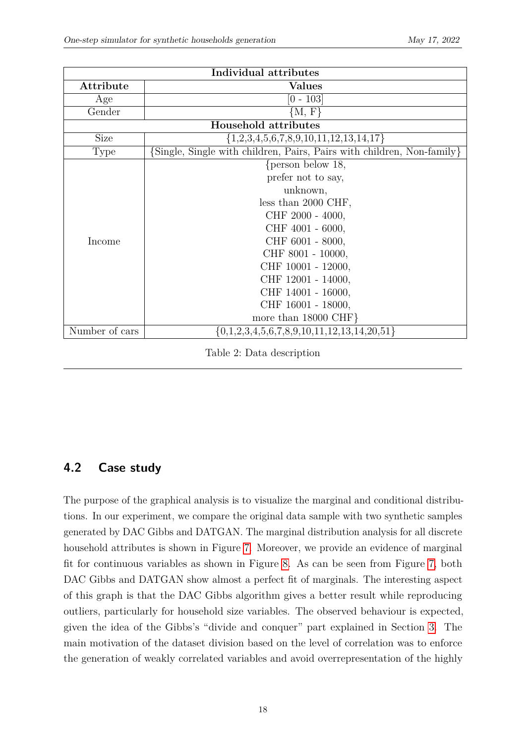| Individual attributes | |
|---|---|
| **Attribute** | **Values** |
| Age | [0 - 103] |
| Gender | {M, F} |
| **Household attributes** | |
| Size | {1,2,3,4,5,6,7,8,9,10,11,12,13,14,17} |
| Type | {Single, Single with children, Pairs, Pairs with children, Non-family} |
| Income | {person below 18, prefer not to say, unknown, less than 2000 CHF, CHF 2000 - 4000, CHF 4001 - 6000, CHF 6001 - 8000, CHF 8001 - 10000, CHF 10001 - 12000, CHF 12001 - 14000, CHF 14001 - 16000, CHF 16001 - 18000, more than 18000 CHF} |
| Number of cars | {0,1,2,3,4,5,6,7,8,9,10,11,12,13,14,20,51} |

Table 2: Data description

## 4.2 Case study

The purpose of the graphical analysis is to visualize the marginal and conditional distributions. In our experiment, we compare the original data sample with two synthetic samples generated by DAC Gibbs and DATGAN. The marginal distribution analysis for all discrete household attributes is shown in Figure 7. Moreover, we provide an evidence of marginal fit for continuous variables as shown in Figure 8. As can be seen from Figure 7, both DAC Gibbs and DATGAN show almost a perfect fit of marginals. The interesting aspect of this graph is that the DAC Gibbs algorithm gives a better result while reproducing outliers, particularly for household size variables. The observed behaviour is expected, given the idea of the Gibbs's "divide and conquer" part explained in Section 3. The main motivation of the dataset division based on the level of correlation was to enforce the generation of weakly correlated variables and avoid overrepresentation of the highly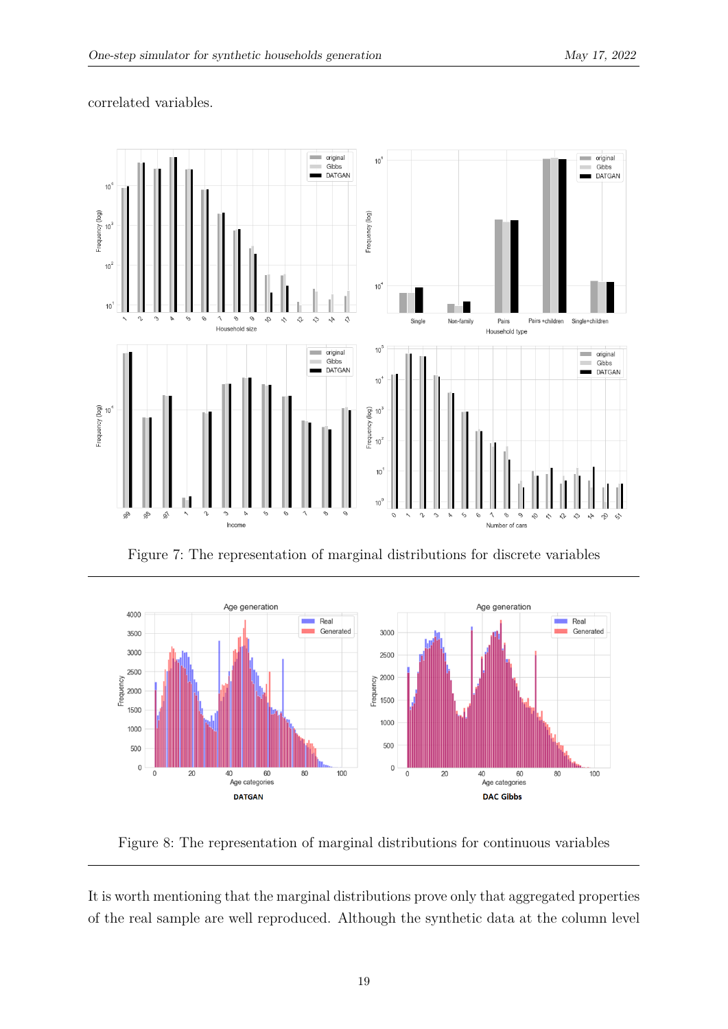correlated variables.

Figure 7: The representation of marginal distributions for discrete variables

Figure 8: The representation of marginal distributions for continuous variables

It is worth mentioning that the marginal distributions prove only that aggregated properties of the real sample are well reproduced. Although the synthetic data at the column level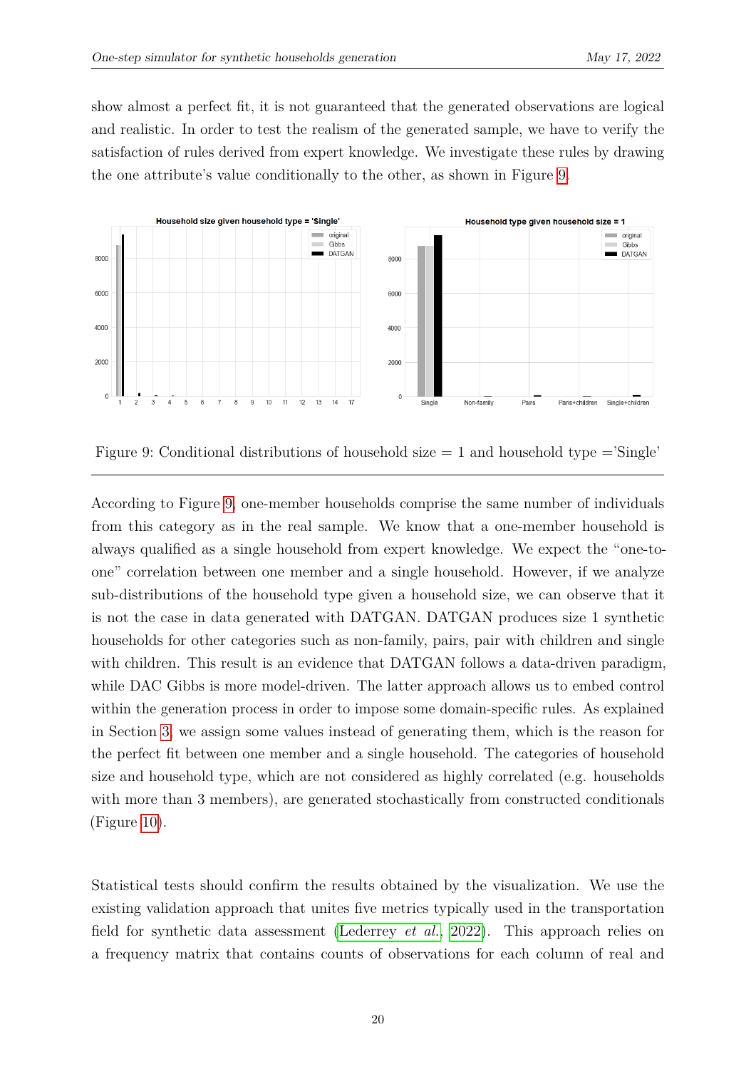show almost a perfect fit, it is not guaranteed that the generated observations are logical and realistic. In order to test the realism of the generated sample, we have to verify the satisfaction of rules derived from expert knowledge. We investigate these rules by drawing the one attribute's value conditionally to the other, as shown in Figure 9.

Figure 9: Conditional distributions of household size = 1 and household type ='Single'

According to Figure 9, one-member households comprise the same number of individuals from this category as in the real sample. We know that a one-member household is always qualified as a single household from expert knowledge. We expect the "one-to-one" correlation between one member and a single household. However, if we analyze sub-distributions of the household type given a household size, we can observe that it is not the case in data generated with DATGAN. DATGAN produces size 1 synthetic households for other categories such as non-family, pairs, pair with children and single with children. This result is an evidence that DATGAN follows a data-driven paradigm, while DAC Gibbs is more model-driven. The latter approach allows us to embed control within the generation process in order to impose some domain-specific rules. As explained in Section 3, we assign some values instead of generating them, which is the reason for the perfect fit between one member and a single household. The categories of household size and household type, which are not considered as highly correlated (e.g. households with more than 3 members), are generated stochastically from constructed conditionals (Figure 10).

Statistical tests should confirm the results obtained by the visualization. We use the existing validation approach that unites five metrics typically used in the transportation field for synthetic data assessment (Lederrey *et al.*, 2022). This approach relies on a frequency matrix that contains counts of observations for each column of real and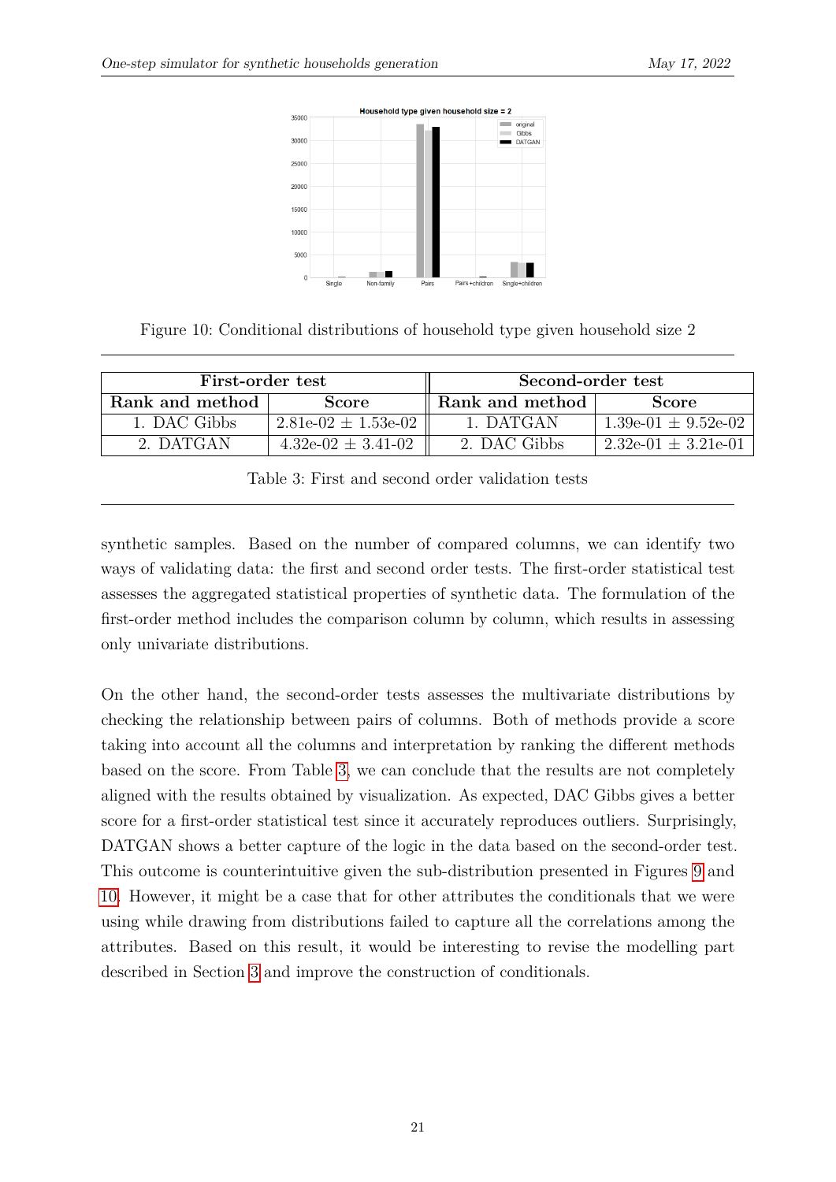Figure 10: Conditional distributions of household type given household size 2

| First-order test | | Second-order test | |
|---|---|---|---|
| **Rank and method** | **Score** | **Rank and method** | **Score** |
| 1. DAC Gibbs | 2.81e-02 ± 1.53e-02 | 1. DATGAN | 1.39e-01 ± 9.52e-02 |
| 2. DATGAN | 4.32e-02 ± 3.41-02 | 2. DAC Gibbs | 2.32e-01 ± 3.21e-01 |

Table 3: First and second order validation tests

synthetic samples. Based on the number of compared columns, we can identify two ways of validating data: the first and second order tests. The first-order statistical test assesses the aggregated statistical properties of synthetic data. The formulation of the first-order method includes the comparison column by column, which results in assessing only univariate distributions.

On the other hand, the second-order tests assesses the multivariate distributions by checking the relationship between pairs of columns. Both of methods provide a score taking into account all the columns and interpretation by ranking the different methods based on the score. From Table 3, we can conclude that the results are not completely aligned with the results obtained by visualization. As expected, DAC Gibbs gives a better score for a first-order statistical test since it accurately reproduces outliers. Surprisingly, DATGAN shows a better capture of the logic in the data based on the second-order test. This outcome is counterintuitive given the sub-distribution presented in Figures 9 and 10. However, it might be a case that for other attributes the conditionals that we were using while drawing from distributions failed to capture all the correlations among the attributes. Based on this result, it would be interesting to revise the modelling part described in Section 3 and improve the construction of conditionals.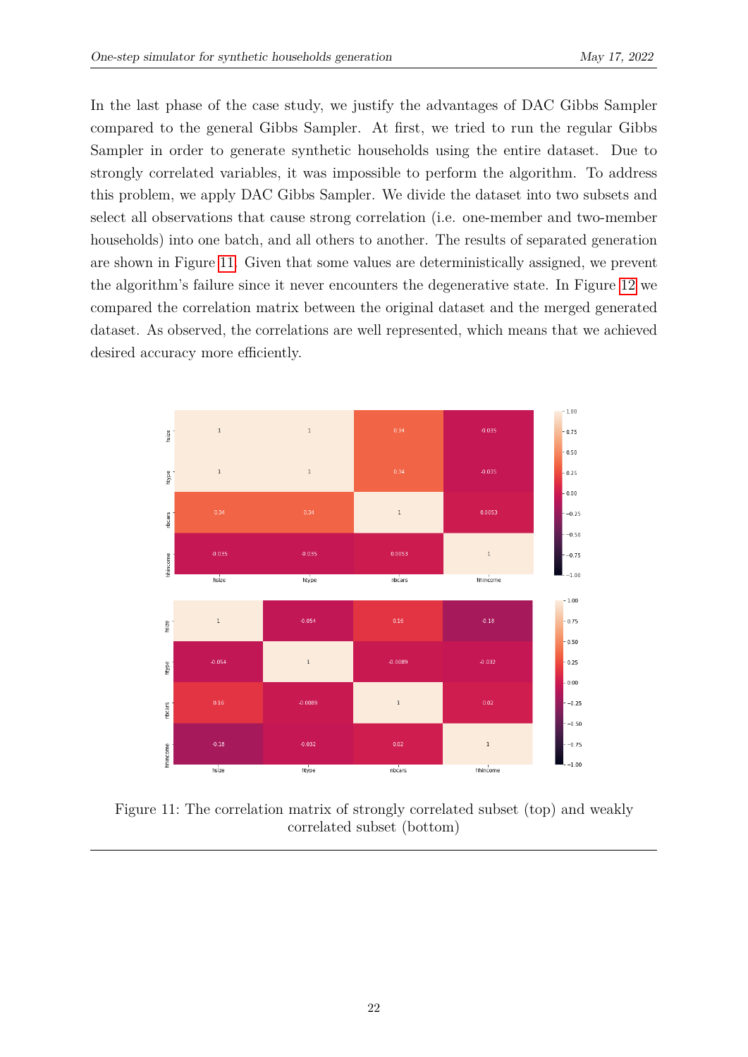In the last phase of the case study, we justify the advantages of DAC Gibbs Sampler compared to the general Gibbs Sampler. At first, we tried to run the regular Gibbs Sampler in order to generate synthetic households using the entire dataset. Due to strongly correlated variables, it was impossible to perform the algorithm. To address this problem, we apply DAC Gibbs Sampler. We divide the dataset into two subsets and select all observations that cause strong correlation (i.e. one-member and two-member households) into one batch, and all others to another. The results of separated generation are shown in Figure 11. Given that some values are deterministically assigned, we prevent the algorithm's failure since it never encounters the degenerative state. In Figure 12 we compared the correlation matrix between the original dataset and the merged generated dataset. As observed, the correlations are well represented, which means that we achieved desired accuracy more efficiently.

| | hsize | htype | nbcars | hhincome |
|---|---|---|---|---|
| hsize | 1 | 1 | 0.34 | -0.035 |
| htype | 1 | 1 | 0.34 | -0.035 |
| nbcars | 0.34 | 0.34 | 1 | 0.0053 |
| hhincome | -0.035 | -0.035 | 0.0053 | 1 |

| | hsize | htype | nbcars | hhincome |
|---|---|---|---|---|
| hsize | 1 | -0.054 | 0.16 | -0.18 |
| htype | -0.054 | 1 | -0.0089 | -0.032 |
| nbcars | 0.16 | -0.0089 | 1 | 0.02 |
| hhincome | -0.18 | -0.032 | 0.02 | 1 |

Figure 11: The correlation matrix of strongly correlated subset (top) and weakly correlated subset (bottom)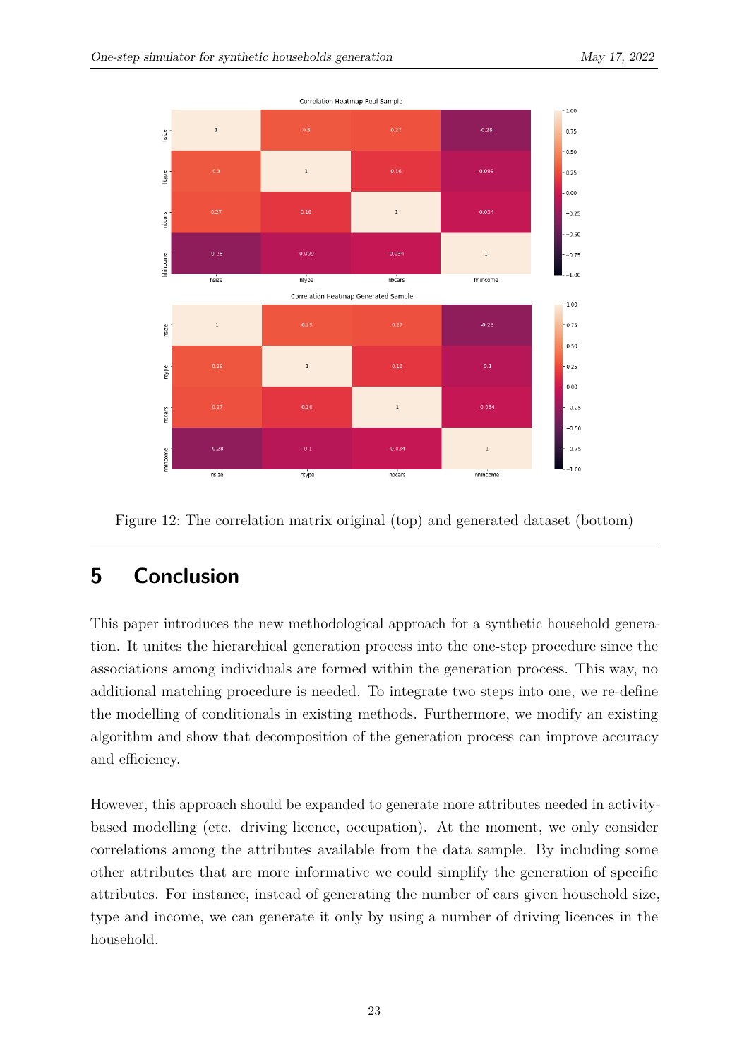Figure 12: The correlation matrix original (top) and generated dataset (bottom)

# 5 Conclusion

This paper introduces the new methodological approach for a synthetic household generation. It unites the hierarchical generation process into the one-step procedure since the associations among individuals are formed within the generation process. This way, no additional matching procedure is needed. To integrate two steps into one, we re-define the modelling of conditionals in existing methods. Furthermore, we modify an existing algorithm and show that decomposition of the generation process can improve accuracy and efficiency.

However, this approach should be expanded to generate more attributes needed in activity-based modelling (etc. driving licence, occupation). At the moment, we only consider correlations among the attributes available from the data sample. By including some other attributes that are more informative we could simplify the generation of specific attributes. For instance, instead of generating the number of cars given household size, type and income, we can generate it only by using a number of driving licences in the household.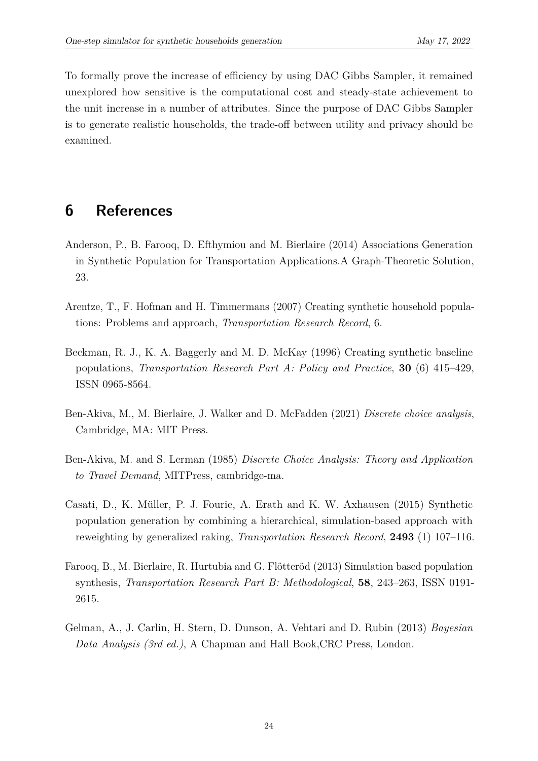To formally prove the increase of efficiency by using DAC Gibbs Sampler, it remained unexplored how sensitive is the computational cost and steady-state achievement to the unit increase in a number of attributes. Since the purpose of DAC Gibbs Sampler is to generate realistic households, the trade-off between utility and privacy should be examined.

# 6 References

Anderson, P., B. Farooq, D. Efthymiou and M. Bierlaire (2014) Associations Generation in Synthetic Population for Transportation Applications.A Graph-Theoretic Solution, 23.

Arentze, T., F. Hofman and H. Timmermans (2007) Creating synthetic household populations: Problems and approach, *Transportation Research Record*, 6.

Beckman, R. J., K. A. Baggerly and M. D. McKay (1996) Creating synthetic baseline populations, *Transportation Research Part A: Policy and Practice*, **30** (6) 415–429, ISSN 0965-8564.

Ben-Akiva, M., M. Bierlaire, J. Walker and D. McFadden (2021) *Discrete choice analysis*, Cambridge, MA: MIT Press.

Ben-Akiva, M. and S. Lerman (1985) *Discrete Choice Analysis: Theory and Application to Travel Demand*, MITPress, cambridge-ma.

Casati, D., K. Müller, P. J. Fourie, A. Erath and K. W. Axhausen (2015) Synthetic population generation by combining a hierarchical, simulation-based approach with reweighting by generalized raking, *Transportation Research Record*, **2493** (1) 107–116.

Farooq, B., M. Bierlaire, R. Hurtubia and G. Flötteröd (2013) Simulation based population synthesis, *Transportation Research Part B: Methodological*, **58**, 243–263, ISSN 0191-2615.

Gelman, A., J. Carlin, H. Stern, D. Dunson, A. Vehtari and D. Rubin (2013) *Bayesian Data Analysis (3rd ed.)*, A Chapman and Hall Book,CRC Press, London.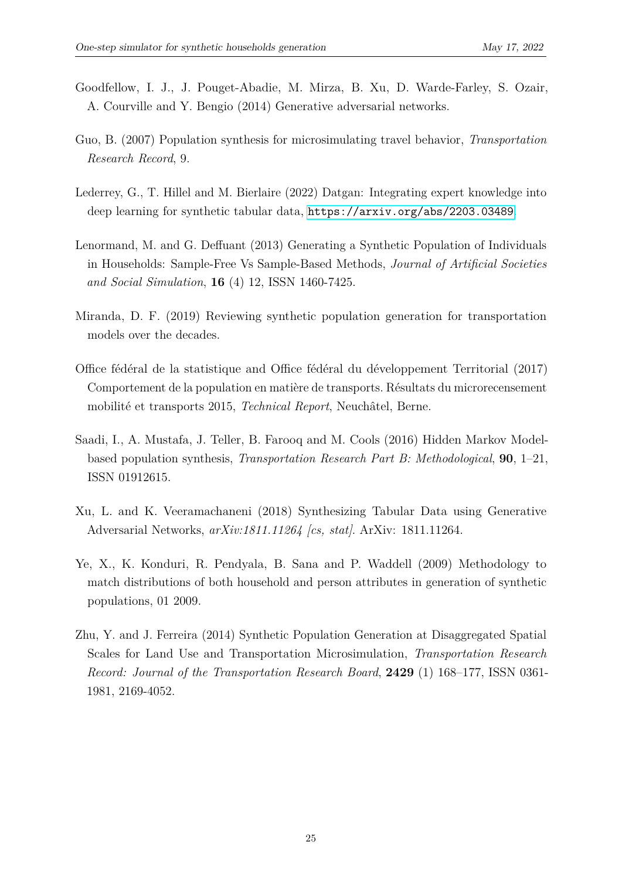Goodfellow, I. J., J. Pouget-Abadie, M. Mirza, B. Xu, D. Warde-Farley, S. Ozair, A. Courville and Y. Bengio (2014) Generative adversarial networks.

Guo, B. (2007) Population synthesis for microsimulating travel behavior, *Transportation Research Record*, 9.

Lederrey, G., T. Hillel and M. Bierlaire (2022) Datgan: Integrating expert knowledge into deep learning for synthetic tabular data, https://arxiv.org/abs/2203.03489.

Lenormand, M. and G. Deffuant (2013) Generating a Synthetic Population of Individuals in Households: Sample-Free Vs Sample-Based Methods, *Journal of Artificial Societies and Social Simulation*, **16** (4) 12, ISSN 1460-7425.

Miranda, D. F. (2019) Reviewing synthetic population generation for transportation models over the decades.

Office fédéral de la statistique and Office fédéral du développement Territorial (2017) Comportement de la population en matière de transports. Résultats du microrecensement mobilité et transports 2015, *Technical Report*, Neuchâtel, Berne.

Saadi, I., A. Mustafa, J. Teller, B. Farooq and M. Cools (2016) Hidden Markov Model-based population synthesis, *Transportation Research Part B: Methodological*, **90**, 1–21, ISSN 01912615.

Xu, L. and K. Veeramachaneni (2018) Synthesizing Tabular Data using Generative Adversarial Networks, *arXiv:1811.11264 [cs, stat]*. ArXiv: 1811.11264.

Ye, X., K. Konduri, R. Pendyala, B. Sana and P. Waddell (2009) Methodology to match distributions of both household and person attributes in generation of synthetic populations, 01 2009.

Zhu, Y. and J. Ferreira (2014) Synthetic Population Generation at Disaggregated Spatial Scales for Land Use and Transportation Microsimulation, *Transportation Research Record: Journal of the Transportation Research Board*, **2429** (1) 168–177, ISSN 0361-1981, 2169-4052.